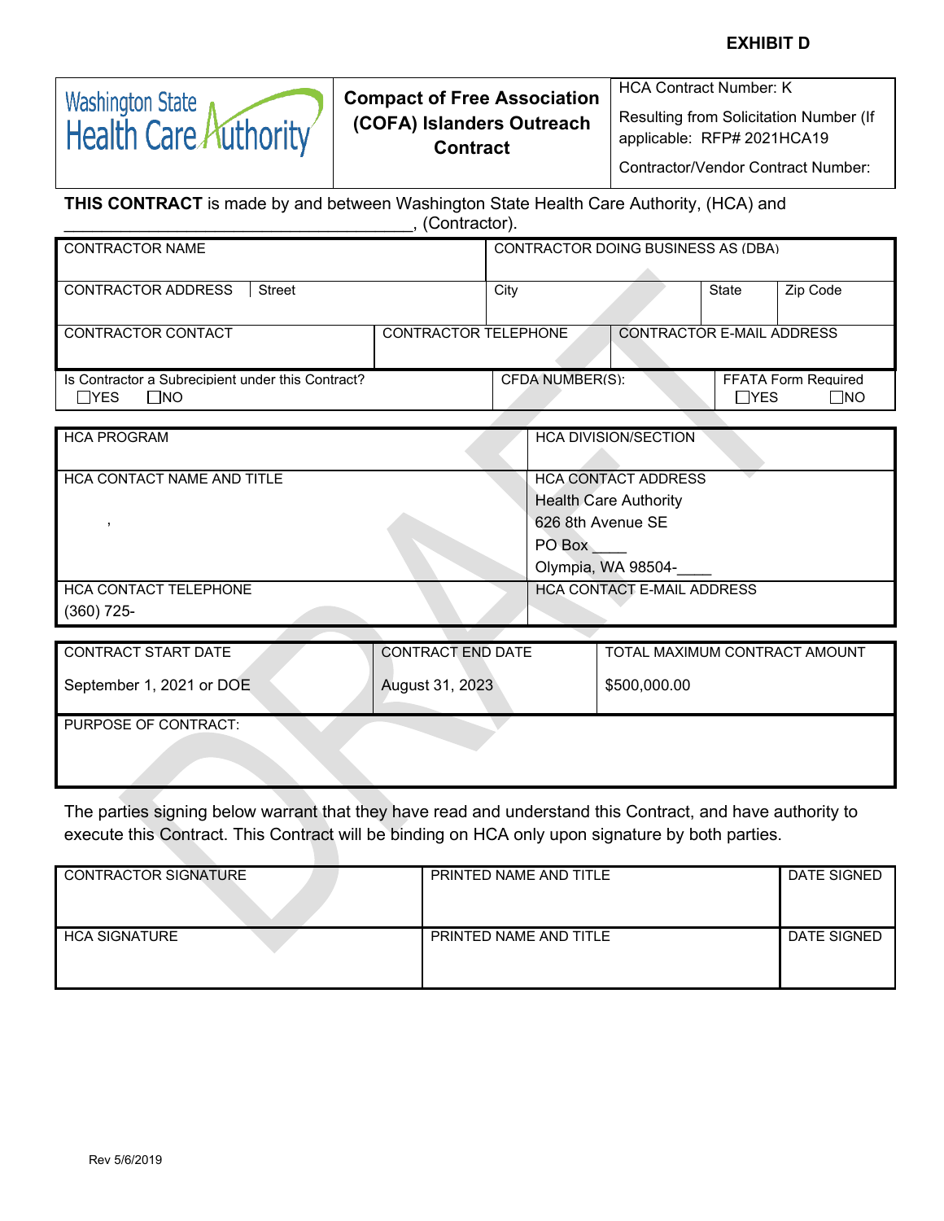**EXHIBIT D**

| Washington State Health Care Authority | **Compact of Free Association (COFA) Islanders Outreach Contract** | HCA Contract Number: K<br>Resulting from Solicitation Number (If applicable: RFP# 2021HCA19<br>Contractor/Vendor Contract Number: |
|---|---|---|

**THIS CONTRACT** is made by and between Washington State Health Care Authority, (HCA) and ____________________________________, (Contractor).

| CONTRACTOR NAME | | CONTRACTOR DOING BUSINESS AS (DBA) | | |
|---|---|---|---|---|
| CONTRACTOR ADDRESS  Street | | City | State | Zip Code |
| CONTRACTOR CONTACT | CONTRACTOR TELEPHONE | CONTRACTOR E-MAIL ADDRESS | | |
| Is Contractor a Subrecipient under this Contract?<br>☐YES ☐NO | | CFDA NUMBER(S): | FFATA Form Required<br>☐YES ☐NO | |

| HCA PROGRAM | HCA DIVISION/SECTION |
|---|---|
| HCA CONTACT NAME AND TITLE<br>, | HCA CONTACT ADDRESS<br>Health Care Authority<br>626 8th Avenue SE<br>PO Box ____<br>Olympia, WA 98504-____ |
| HCA CONTACT TELEPHONE<br>(360) 725- | HCA CONTACT E-MAIL ADDRESS |

| CONTRACT START DATE | CONTRACT END DATE | TOTAL MAXIMUM CONTRACT AMOUNT |
|---|---|---|
| September 1, 2021 or DOE | August 31, 2023 | $500,000.00 |
| PURPOSE OF CONTRACT: | | |

The parties signing below warrant that they have read and understand this Contract, and have authority to execute this Contract. This Contract will be binding on HCA only upon signature by both parties.

| CONTRACTOR SIGNATURE | PRINTED NAME AND TITLE | DATE SIGNED |
|---|---|---|
| HCA SIGNATURE | PRINTED NAME AND TITLE | DATE SIGNED |

Rev 5/6/2019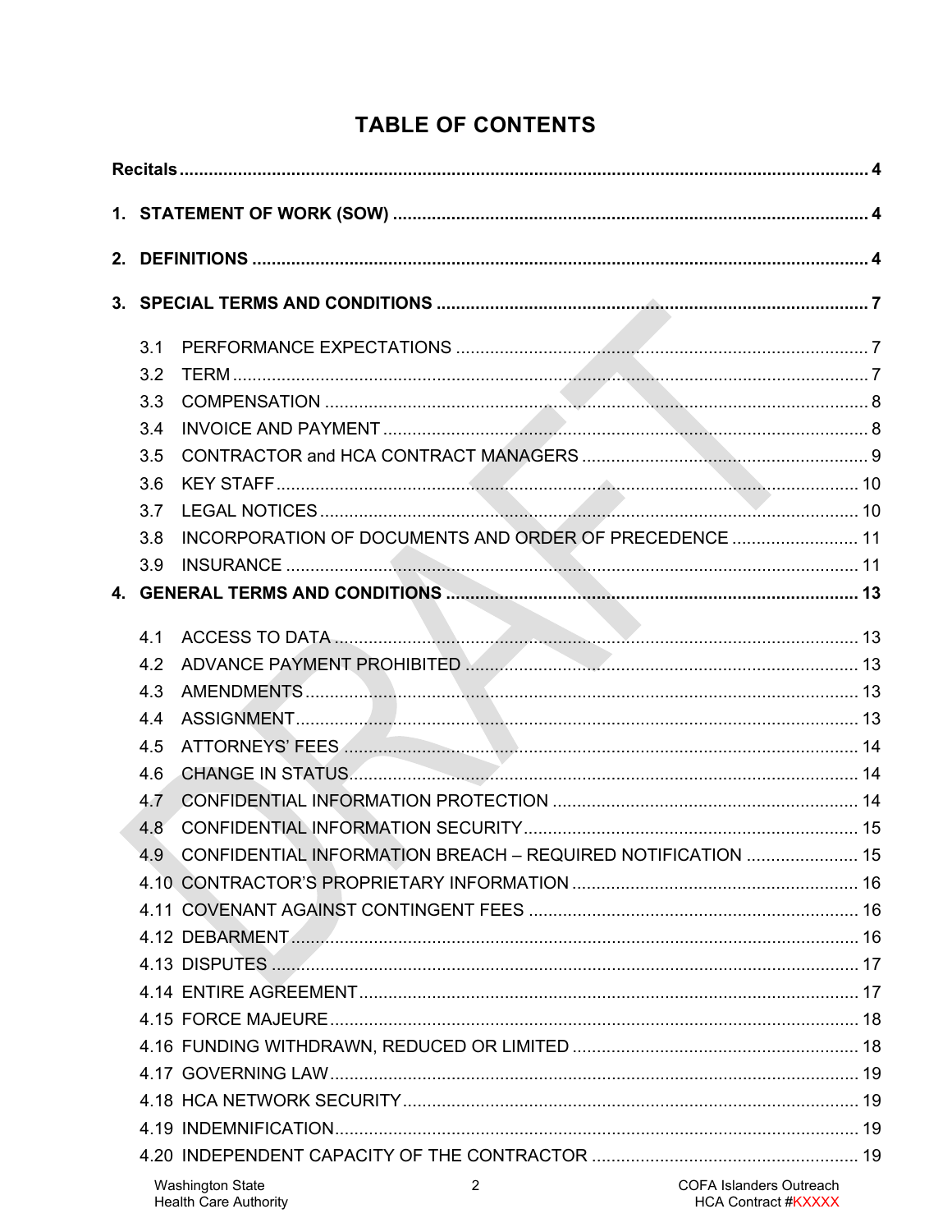# TABLE OF CONTENTS

**Recitals** .......... **4**

**1. STATEMENT OF WORK (SOW)** .......... **4**

**2. DEFINITIONS** .......... **4**

**3. SPECIAL TERMS AND CONDITIONS** .......... **7**

- 3.1 PERFORMANCE EXPECTATIONS .......... 7
- 3.2 TERM .......... 7
- 3.3 COMPENSATION .......... 8
- 3.4 INVOICE AND PAYMENT .......... 8
- 3.5 CONTRACTOR and HCA CONTRACT MANAGERS .......... 9
- 3.6 KEY STAFF .......... 10
- 3.7 LEGAL NOTICES .......... 10
- 3.8 INCORPORATION OF DOCUMENTS AND ORDER OF PRECEDENCE .......... 11
- 3.9 INSURANCE .......... 11

**4. GENERAL TERMS AND CONDITIONS** .......... **13**

- 4.1 ACCESS TO DATA .......... 13
- 4.2 ADVANCE PAYMENT PROHIBITED .......... 13
- 4.3 AMENDMENTS .......... 13
- 4.4 ASSIGNMENT .......... 13
- 4.5 ATTORNEYS' FEES .......... 14
- 4.6 CHANGE IN STATUS .......... 14
- 4.7 CONFIDENTIAL INFORMATION PROTECTION .......... 14
- 4.8 CONFIDENTIAL INFORMATION SECURITY .......... 15
- 4.9 CONFIDENTIAL INFORMATION BREACH – REQUIRED NOTIFICATION .......... 15
- 4.10 CONTRACTOR'S PROPRIETARY INFORMATION .......... 16
- 4.11 COVENANT AGAINST CONTINGENT FEES .......... 16
- 4.12 DEBARMENT .......... 16
- 4.13 DISPUTES .......... 17
- 4.14 ENTIRE AGREEMENT .......... 17
- 4.15 FORCE MAJEURE .......... 18
- 4.16 FUNDING WITHDRAWN, REDUCED OR LIMITED .......... 18
- 4.17 GOVERNING LAW .......... 19
- 4.18 HCA NETWORK SECURITY .......... 19
- 4.19 INDEMNIFICATION .......... 19
- 4.20 INDEPENDENT CAPACITY OF THE CONTRACTOR .......... 19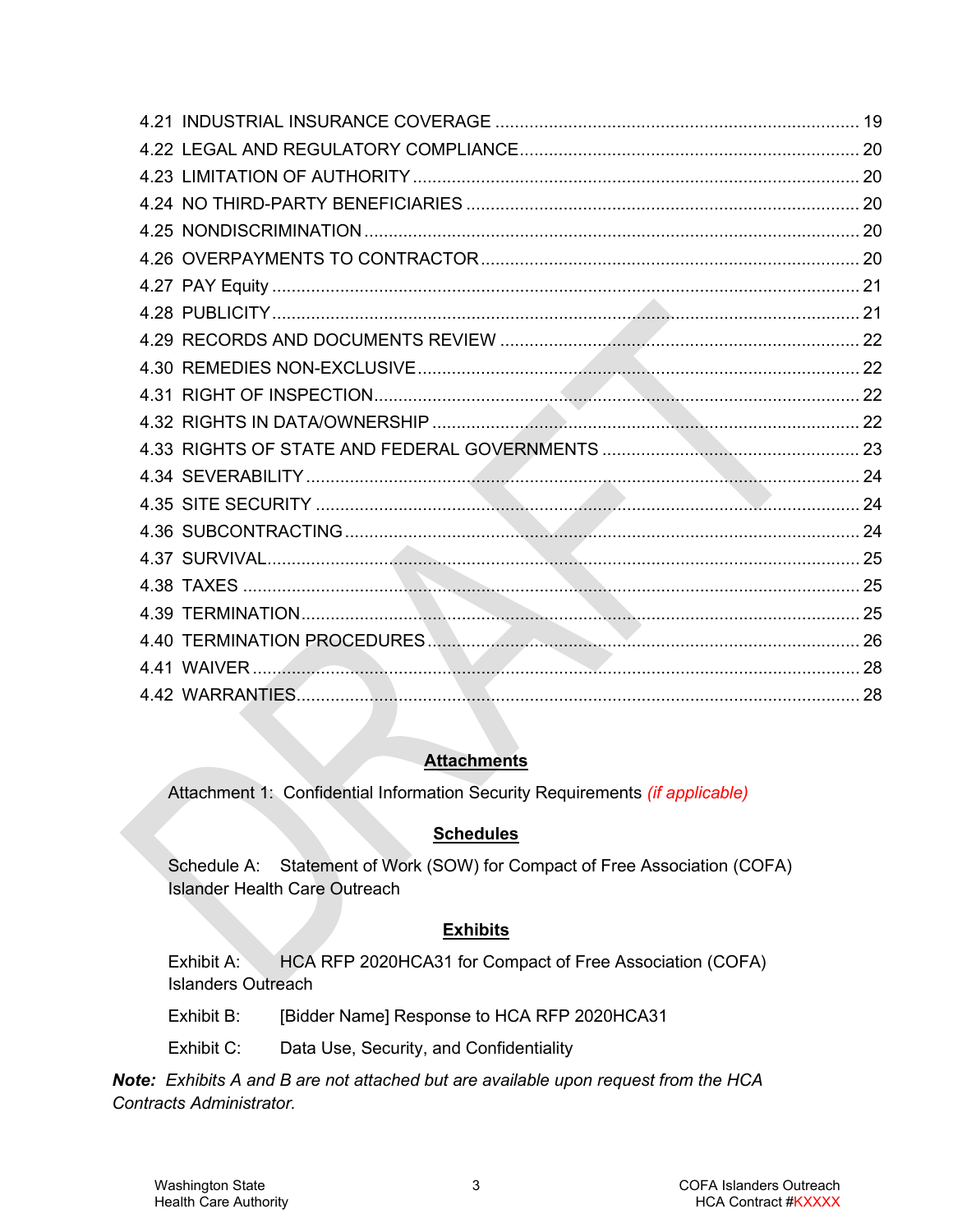4.21 INDUSTRIAL INSURANCE COVERAGE ............................................................................ 19
4.22 LEGAL AND REGULATORY COMPLIANCE ..................................................................... 20
4.23 LIMITATION OF AUTHORITY ........................................................................................ 20
4.24 NO THIRD-PARTY BENEFICIARIES ................................................................................ 20
4.25 NONDISCRIMINATION ................................................................................................. 20
4.26 OVERPAYMENTS TO CONTRACTOR ............................................................................. 20
4.27 PAY Equity .................................................................................................................. 21
4.28 PUBLICITY ................................................................................................................... 21
4.29 RECORDS AND DOCUMENTS REVIEW ......................................................................... 22
4.30 REMEDIES NON-EXCLUSIVE ......................................................................................... 22
4.31 RIGHT OF INSPECTION ................................................................................................. 22
4.32 RIGHTS IN DATA/OWNERSHIP ...................................................................................... 22
4.33 RIGHTS OF STATE AND FEDERAL GOVERNMENTS ...................................................... 23
4.34 SEVERABILITY ............................................................................................................. 24
4.35 SITE SECURITY ............................................................................................................ 24
4.36 SUBCONTRACTING ...................................................................................................... 24
4.37 SURVIVAL .................................................................................................................... 25
4.38 TAXES .......................................................................................................................... 25
4.39 TERMINATION .............................................................................................................. 25
4.40 TERMINATION PROCEDURES ....................................................................................... 26
4.41 WAIVER ........................................................................................................................ 28
4.42 WARRANTIES ................................................................................................................ 28

**Attachments**

Attachment 1: Confidential Information Security Requirements *(if applicable)*

**Schedules**

Schedule A: Statement of Work (SOW) for Compact of Free Association (COFA) Islander Health Care Outreach

**Exhibits**

Exhibit A: HCA RFP 2020HCA31 for Compact of Free Association (COFA) Islanders Outreach

Exhibit B: [Bidder Name] Response to HCA RFP 2020HCA31

Exhibit C: Data Use, Security, and Confidentiality

***Note:** Exhibits A and B are not attached but are available upon request from the HCA Contracts Administrator.*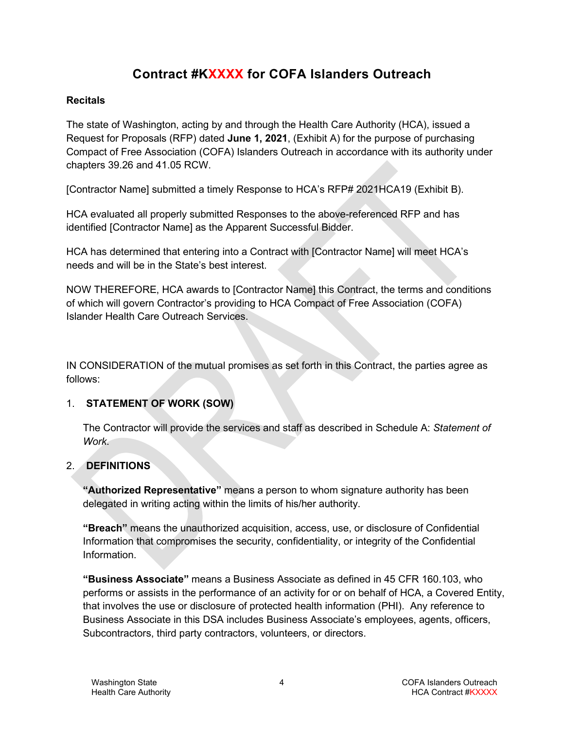# Contract #KXXXX for COFA Islanders Outreach

**Recitals**

The state of Washington, acting by and through the Health Care Authority (HCA), issued a Request for Proposals (RFP) dated **June 1, 2021**, (Exhibit A) for the purpose of purchasing Compact of Free Association (COFA) Islanders Outreach in accordance with its authority under chapters 39.26 and 41.05 RCW.

[Contractor Name] submitted a timely Response to HCA's RFP# 2021HCA19 (Exhibit B).

HCA evaluated all properly submitted Responses to the above-referenced RFP and has identified [Contractor Name] as the Apparent Successful Bidder.

HCA has determined that entering into a Contract with [Contractor Name] will meet HCA's needs and will be in the State's best interest.

NOW THEREFORE, HCA awards to [Contractor Name] this Contract, the terms and conditions of which will govern Contractor's providing to HCA Compact of Free Association (COFA) Islander Health Care Outreach Services.

IN CONSIDERATION of the mutual promises as set forth in this Contract, the parties agree as follows:

1. **STATEMENT OF WORK (SOW)**

   The Contractor will provide the services and staff as described in Schedule A: *Statement of Work*.

2. **DEFINITIONS**

   **"Authorized Representative"** means a person to whom signature authority has been delegated in writing acting within the limits of his/her authority.

   **"Breach"** means the unauthorized acquisition, access, use, or disclosure of Confidential Information that compromises the security, confidentiality, or integrity of the Confidential Information.

   **"Business Associate"** means a Business Associate as defined in 45 CFR 160.103, who performs or assists in the performance of an activity for or on behalf of HCA, a Covered Entity, that involves the use or disclosure of protected health information (PHI). Any reference to Business Associate in this DSA includes Business Associate's employees, agents, officers, Subcontractors, third party contractors, volunteers, or directors.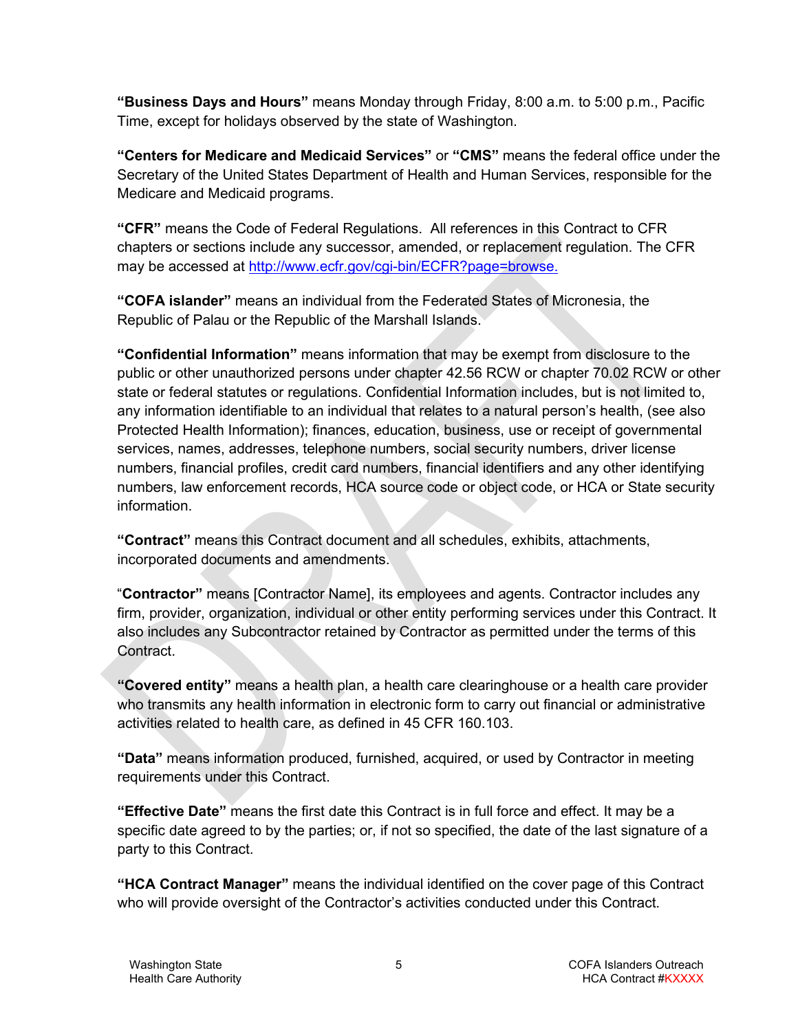**"Business Days and Hours"** means Monday through Friday, 8:00 a.m. to 5:00 p.m., Pacific Time, except for holidays observed by the state of Washington.

**"Centers for Medicare and Medicaid Services"** or **"CMS"** means the federal office under the Secretary of the United States Department of Health and Human Services, responsible for the Medicare and Medicaid programs.

**"CFR"** means the Code of Federal Regulations. All references in this Contract to CFR chapters or sections include any successor, amended, or replacement regulation. The CFR may be accessed at http://www.ecfr.gov/cgi-bin/ECFR?page=browse.

**"COFA islander"** means an individual from the Federated States of Micronesia, the Republic of Palau or the Republic of the Marshall Islands.

**"Confidential Information"** means information that may be exempt from disclosure to the public or other unauthorized persons under chapter 42.56 RCW or chapter 70.02 RCW or other state or federal statutes or regulations. Confidential Information includes, but is not limited to, any information identifiable to an individual that relates to a natural person's health, (see also Protected Health Information); finances, education, business, use or receipt of governmental services, names, addresses, telephone numbers, social security numbers, driver license numbers, financial profiles, credit card numbers, financial identifiers and any other identifying numbers, law enforcement records, HCA source code or object code, or HCA or State security information.

**"Contract"** means this Contract document and all schedules, exhibits, attachments, incorporated documents and amendments.

"**Contractor"** means [Contractor Name], its employees and agents. Contractor includes any firm, provider, organization, individual or other entity performing services under this Contract. It also includes any Subcontractor retained by Contractor as permitted under the terms of this Contract.

**"Covered entity"** means a health plan, a health care clearinghouse or a health care provider who transmits any health information in electronic form to carry out financial or administrative activities related to health care, as defined in 45 CFR 160.103.

**"Data"** means information produced, furnished, acquired, or used by Contractor in meeting requirements under this Contract.

**"Effective Date"** means the first date this Contract is in full force and effect. It may be a specific date agreed to by the parties; or, if not so specified, the date of the last signature of a party to this Contract.

**"HCA Contract Manager"** means the individual identified on the cover page of this Contract who will provide oversight of the Contractor's activities conducted under this Contract.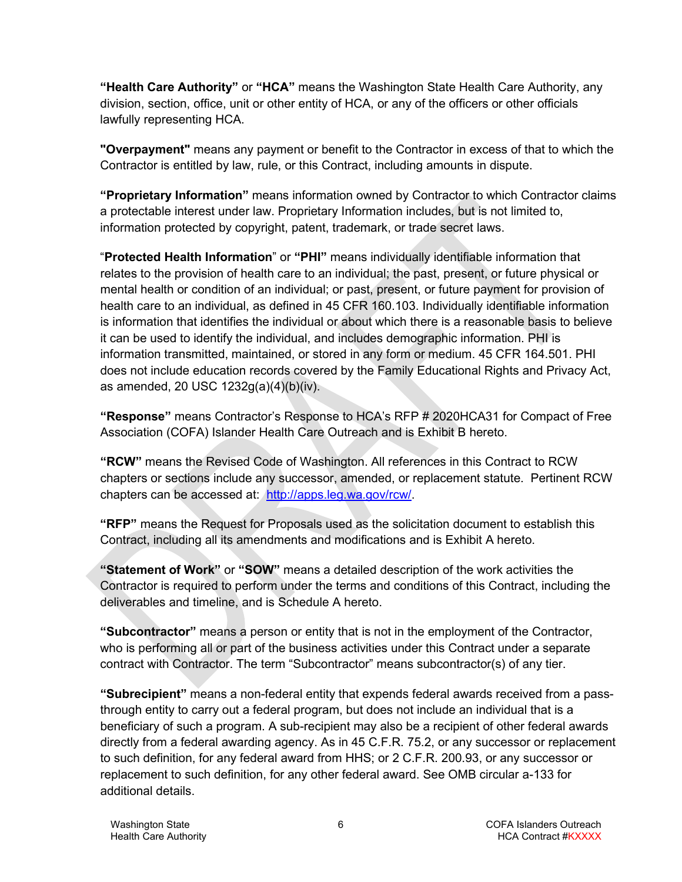**"Health Care Authority"** or **"HCA"** means the Washington State Health Care Authority, any division, section, office, unit or other entity of HCA, or any of the officers or other officials lawfully representing HCA.

**"Overpayment"** means any payment or benefit to the Contractor in excess of that to which the Contractor is entitled by law, rule, or this Contract, including amounts in dispute.

**"Proprietary Information"** means information owned by Contractor to which Contractor claims a protectable interest under law. Proprietary Information includes, but is not limited to, information protected by copyright, patent, trademark, or trade secret laws.

"**Protected Health Information**" or **"PHI"** means individually identifiable information that relates to the provision of health care to an individual; the past, present, or future physical or mental health or condition of an individual; or past, present, or future payment for provision of health care to an individual, as defined in 45 CFR 160.103. Individually identifiable information is information that identifies the individual or about which there is a reasonable basis to believe it can be used to identify the individual, and includes demographic information. PHI is information transmitted, maintained, or stored in any form or medium. 45 CFR 164.501. PHI does not include education records covered by the Family Educational Rights and Privacy Act, as amended, 20 USC 1232g(a)(4)(b)(iv).

**"Response"** means Contractor's Response to HCA's RFP # 2020HCA31 for Compact of Free Association (COFA) Islander Health Care Outreach and is Exhibit B hereto.

**"RCW"** means the Revised Code of Washington. All references in this Contract to RCW chapters or sections include any successor, amended, or replacement statute. Pertinent RCW chapters can be accessed at: http://apps.leg.wa.gov/rcw/.

**"RFP"** means the Request for Proposals used as the solicitation document to establish this Contract, including all its amendments and modifications and is Exhibit A hereto.

**"Statement of Work"** or **"SOW"** means a detailed description of the work activities the Contractor is required to perform under the terms and conditions of this Contract, including the deliverables and timeline, and is Schedule A hereto.

**"Subcontractor"** means a person or entity that is not in the employment of the Contractor, who is performing all or part of the business activities under this Contract under a separate contract with Contractor. The term "Subcontractor" means subcontractor(s) of any tier.

**"Subrecipient"** means a non-federal entity that expends federal awards received from a pass-through entity to carry out a federal program, but does not include an individual that is a beneficiary of such a program. A sub-recipient may also be a recipient of other federal awards directly from a federal awarding agency. As in 45 C.F.R. 75.2, or any successor or replacement to such definition, for any federal award from HHS; or 2 C.F.R. 200.93, or any successor or replacement to such definition, for any other federal award. See OMB circular a-133 for additional details.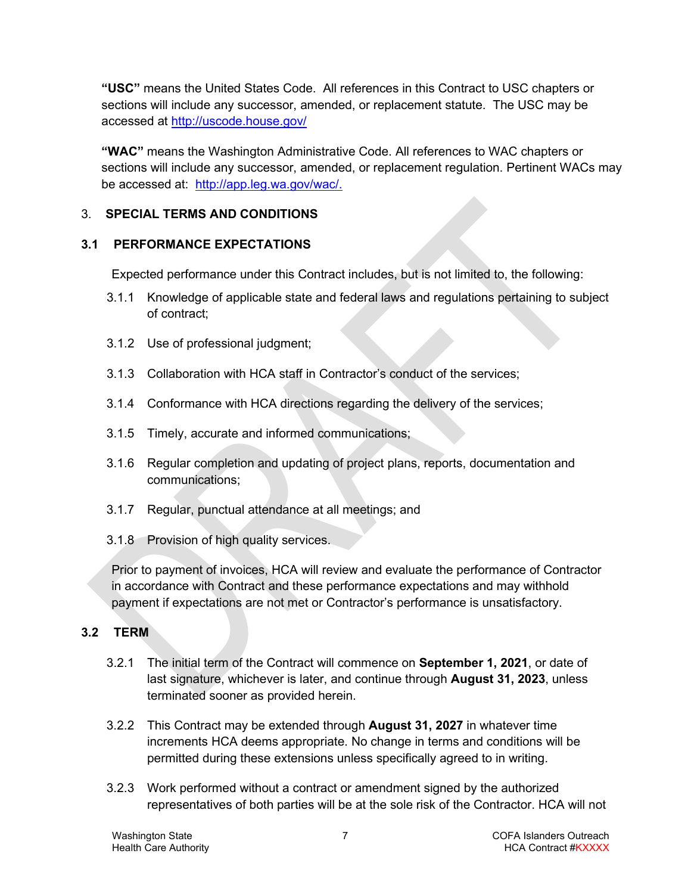**"USC"** means the United States Code. All references in this Contract to USC chapters or sections will include any successor, amended, or replacement statute. The USC may be accessed at http://uscode.house.gov/

**"WAC"** means the Washington Administrative Code. All references to WAC chapters or sections will include any successor, amended, or replacement regulation. Pertinent WACs may be accessed at: http://app.leg.wa.gov/wac/.

## 3. SPECIAL TERMS AND CONDITIONS

### 3.1 PERFORMANCE EXPECTATIONS

Expected performance under this Contract includes, but is not limited to, the following:

3.1.1 Knowledge of applicable state and federal laws and regulations pertaining to subject of contract;

3.1.2 Use of professional judgment;

3.1.3 Collaboration with HCA staff in Contractor's conduct of the services;

3.1.4 Conformance with HCA directions regarding the delivery of the services;

3.1.5 Timely, accurate and informed communications;

3.1.6 Regular completion and updating of project plans, reports, documentation and communications;

3.1.7 Regular, punctual attendance at all meetings; and

3.1.8 Provision of high quality services.

Prior to payment of invoices, HCA will review and evaluate the performance of Contractor in accordance with Contract and these performance expectations and may withhold payment if expectations are not met or Contractor's performance is unsatisfactory.

### 3.2 TERM

3.2.1 The initial term of the Contract will commence on **September 1, 2021**, or date of last signature, whichever is later, and continue through **August 31, 2023**, unless terminated sooner as provided herein.

3.2.2 This Contract may be extended through **August 31, 2027** in whatever time increments HCA deems appropriate. No change in terms and conditions will be permitted during these extensions unless specifically agreed to in writing.

3.2.3 Work performed without a contract or amendment signed by the authorized representatives of both parties will be at the sole risk of the Contractor. HCA will not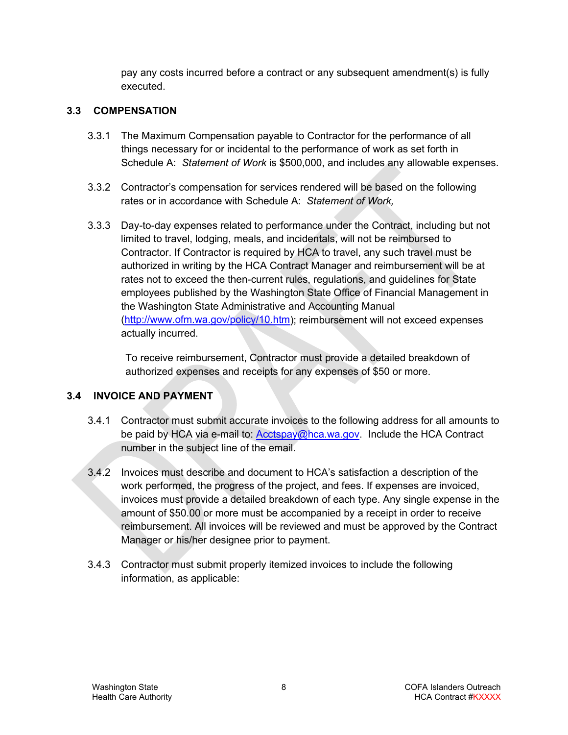pay any costs incurred before a contract or any subsequent amendment(s) is fully executed.

### 3.3 COMPENSATION

3.3.1 The Maximum Compensation payable to Contractor for the performance of all things necessary for or incidental to the performance of work as set forth in Schedule A: *Statement of Work* is $500,000, and includes any allowable expenses.

3.3.2 Contractor's compensation for services rendered will be based on the following rates or in accordance with Schedule A: *Statement of Work,*

3.3.3 Day-to-day expenses related to performance under the Contract, including but not limited to travel, lodging, meals, and incidentals, will not be reimbursed to Contractor. If Contractor is required by HCA to travel, any such travel must be authorized in writing by the HCA Contract Manager and reimbursement will be at rates not to exceed the then-current rules, regulations, and guidelines for State employees published by the Washington State Office of Financial Management in the Washington State Administrative and Accounting Manual (http://www.ofm.wa.gov/policy/10.htm); reimbursement will not exceed expenses actually incurred.

To receive reimbursement, Contractor must provide a detailed breakdown of authorized expenses and receipts for any expenses of $50 or more.

### 3.4 INVOICE AND PAYMENT

3.4.1 Contractor must submit accurate invoices to the following address for all amounts to be paid by HCA via e-mail to: Acctspay@hca.wa.gov. Include the HCA Contract number in the subject line of the email.

3.4.2 Invoices must describe and document to HCA's satisfaction a description of the work performed, the progress of the project, and fees. If expenses are invoiced, invoices must provide a detailed breakdown of each type. Any single expense in the amount of $50.00 or more must be accompanied by a receipt in order to receive reimbursement. All invoices will be reviewed and must be approved by the Contract Manager or his/her designee prior to payment.

3.4.3 Contractor must submit properly itemized invoices to include the following information, as applicable: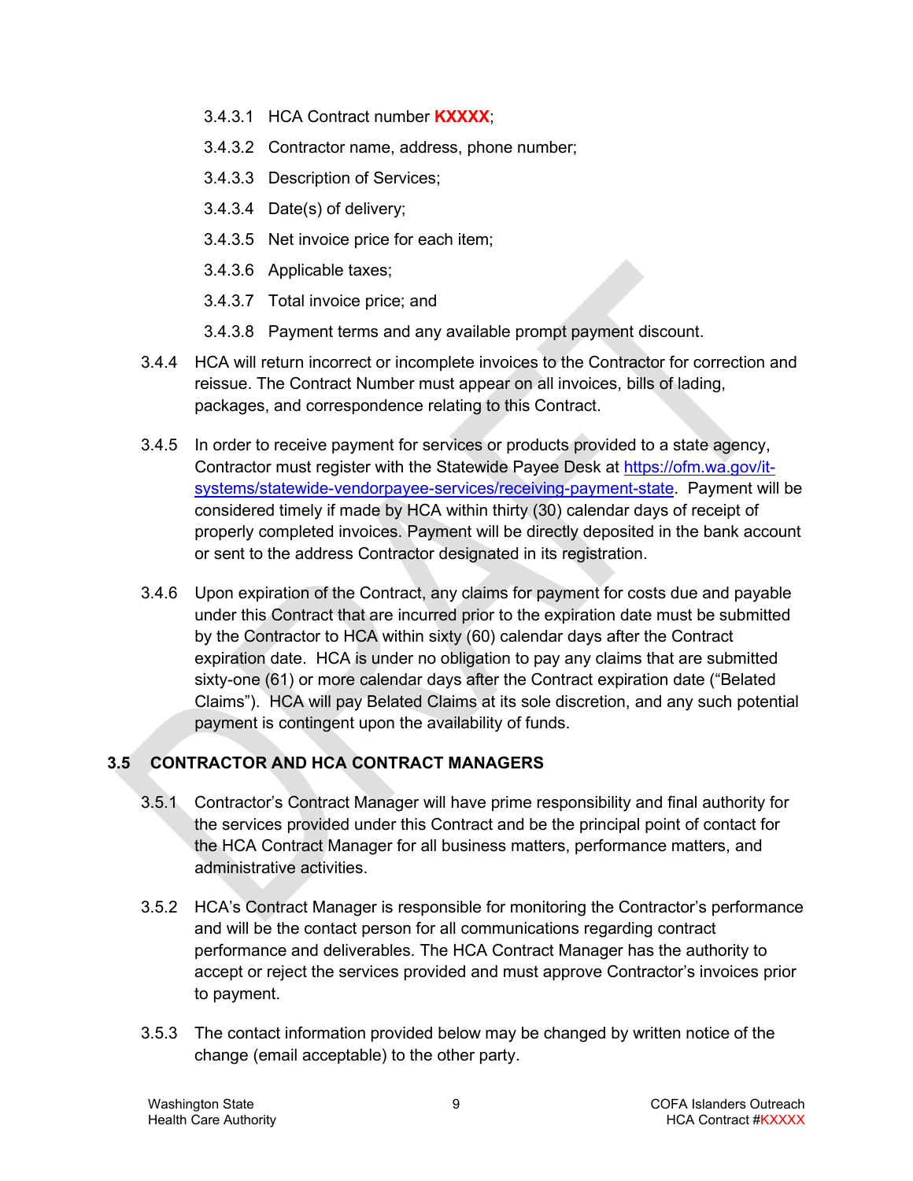3.4.3.1 HCA Contract number **KXXXX**;

3.4.3.2 Contractor name, address, phone number;

3.4.3.3 Description of Services;

3.4.3.4 Date(s) of delivery;

3.4.3.5 Net invoice price for each item;

3.4.3.6 Applicable taxes;

3.4.3.7 Total invoice price; and

3.4.3.8 Payment terms and any available prompt payment discount.

3.4.4 HCA will return incorrect or incomplete invoices to the Contractor for correction and reissue. The Contract Number must appear on all invoices, bills of lading, packages, and correspondence relating to this Contract.

3.4.5 In order to receive payment for services or products provided to a state agency, Contractor must register with the Statewide Payee Desk at https://ofm.wa.gov/it-systems/statewide-vendorpayee-services/receiving-payment-state. Payment will be considered timely if made by HCA within thirty (30) calendar days of receipt of properly completed invoices. Payment will be directly deposited in the bank account or sent to the address Contractor designated in its registration.

3.4.6 Upon expiration of the Contract, any claims for payment for costs due and payable under this Contract that are incurred prior to the expiration date must be submitted by the Contractor to HCA within sixty (60) calendar days after the Contract expiration date. HCA is under no obligation to pay any claims that are submitted sixty-one (61) or more calendar days after the Contract expiration date ("Belated Claims"). HCA will pay Belated Claims at its sole discretion, and any such potential payment is contingent upon the availability of funds.

## 3.5 CONTRACTOR AND HCA CONTRACT MANAGERS

3.5.1 Contractor's Contract Manager will have prime responsibility and final authority for the services provided under this Contract and be the principal point of contact for the HCA Contract Manager for all business matters, performance matters, and administrative activities.

3.5.2 HCA's Contract Manager is responsible for monitoring the Contractor's performance and will be the contact person for all communications regarding contract performance and deliverables. The HCA Contract Manager has the authority to accept or reject the services provided and must approve Contractor's invoices prior to payment.

3.5.3 The contact information provided below may be changed by written notice of the change (email acceptable) to the other party.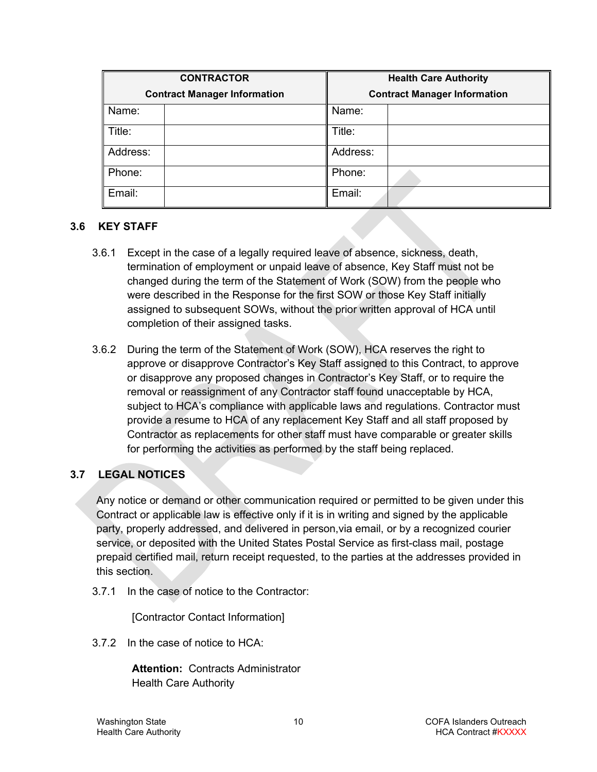| CONTRACTOR Contract Manager Information | | Health Care Authority Contract Manager Information | |
|---|---|---|---|
| Name: | | Name: | |
| Title: | | Title: | |
| Address: | | Address: | |
| Phone: | | Phone: | |
| Email: | | Email: | |

### 3.6 KEY STAFF

3.6.1 Except in the case of a legally required leave of absence, sickness, death, termination of employment or unpaid leave of absence, Key Staff must not be changed during the term of the Statement of Work (SOW) from the people who were described in the Response for the first SOW or those Key Staff initially assigned to subsequent SOWs, without the prior written approval of HCA until completion of their assigned tasks.

3.6.2 During the term of the Statement of Work (SOW), HCA reserves the right to approve or disapprove Contractor's Key Staff assigned to this Contract, to approve or disapprove any proposed changes in Contractor's Key Staff, or to require the removal or reassignment of any Contractor staff found unacceptable by HCA, subject to HCA's compliance with applicable laws and regulations. Contractor must provide a resume to HCA of any replacement Key Staff and all staff proposed by Contractor as replacements for other staff must have comparable or greater skills for performing the activities as performed by the staff being replaced.

### 3.7 LEGAL NOTICES

Any notice or demand or other communication required or permitted to be given under this Contract or applicable law is effective only if it is in writing and signed by the applicable party, properly addressed, and delivered in person,via email, or by a recognized courier service, or deposited with the United States Postal Service as first-class mail, postage prepaid certified mail, return receipt requested, to the parties at the addresses provided in this section.

3.7.1 In the case of notice to the Contractor:

[Contractor Contact Information]

3.7.2 In the case of notice to HCA:

**Attention:** Contracts Administrator
Health Care Authority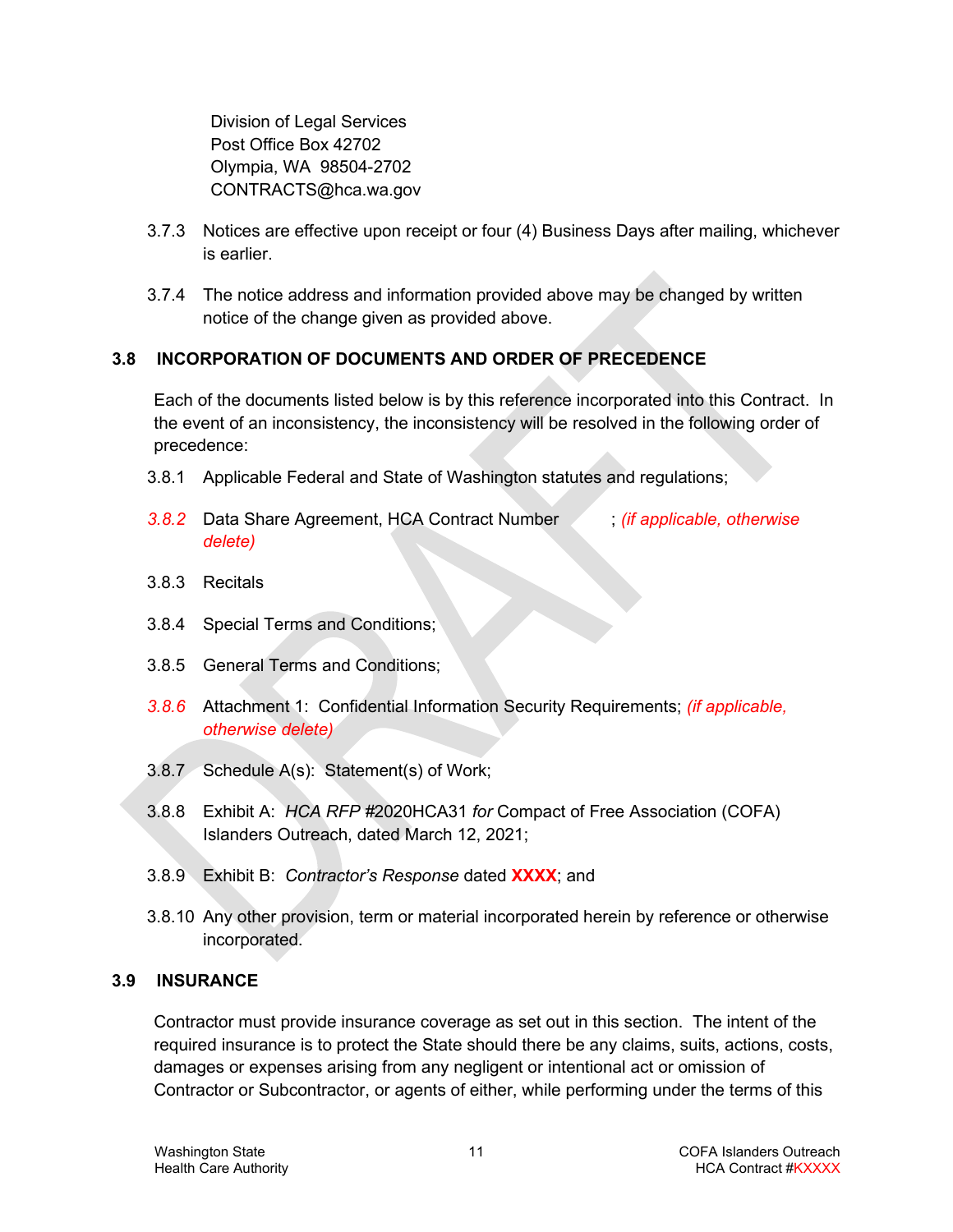Division of Legal Services
Post Office Box 42702
Olympia, WA 98504-2702
CONTRACTS@hca.wa.gov

3.7.3 Notices are effective upon receipt or four (4) Business Days after mailing, whichever is earlier.

3.7.4 The notice address and information provided above may be changed by written notice of the change given as provided above.

## 3.8 INCORPORATION OF DOCUMENTS AND ORDER OF PRECEDENCE

Each of the documents listed below is by this reference incorporated into this Contract. In the event of an inconsistency, the inconsistency will be resolved in the following order of precedence:

3.8.1 Applicable Federal and State of Washington statutes and regulations;

*3.8.2* Data Share Agreement, HCA Contract Number ; *(if applicable, otherwise delete)*

3.8.3 Recitals

3.8.4 Special Terms and Conditions;

3.8.5 General Terms and Conditions;

*3.8.6* Attachment 1: Confidential Information Security Requirements; *(if applicable, otherwise delete)*

3.8.7 Schedule A(s): Statement(s) of Work;

3.8.8 Exhibit A: *HCA RFP* #2020HCA31 *for* Compact of Free Association (COFA) Islanders Outreach, dated March 12, 2021;

3.8.9 Exhibit B: *Contractor's Response* dated **XXXX**; and

3.8.10 Any other provision, term or material incorporated herein by reference or otherwise incorporated.

## 3.9 INSURANCE

Contractor must provide insurance coverage as set out in this section. The intent of the required insurance is to protect the State should there be any claims, suits, actions, costs, damages or expenses arising from any negligent or intentional act or omission of Contractor or Subcontractor, or agents of either, while performing under the terms of this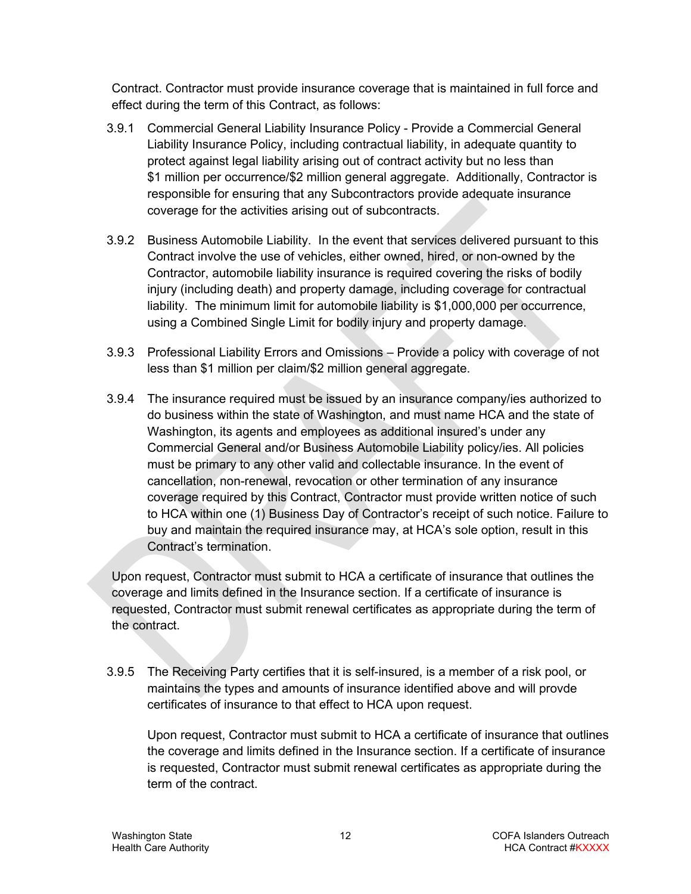Contract. Contractor must provide insurance coverage that is maintained in full force and effect during the term of this Contract, as follows:

3.9.1 Commercial General Liability Insurance Policy - Provide a Commercial General Liability Insurance Policy, including contractual liability, in adequate quantity to protect against legal liability arising out of contract activity but no less than $1 million per occurrence/$2 million general aggregate. Additionally, Contractor is responsible for ensuring that any Subcontractors provide adequate insurance coverage for the activities arising out of subcontracts.

3.9.2 Business Automobile Liability. In the event that services delivered pursuant to this Contract involve the use of vehicles, either owned, hired, or non-owned by the Contractor, automobile liability insurance is required covering the risks of bodily injury (including death) and property damage, including coverage for contractual liability. The minimum limit for automobile liability is $1,000,000 per occurrence, using a Combined Single Limit for bodily injury and property damage.

3.9.3 Professional Liability Errors and Omissions – Provide a policy with coverage of not less than $1 million per claim/$2 million general aggregate.

3.9.4 The insurance required must be issued by an insurance company/ies authorized to do business within the state of Washington, and must name HCA and the state of Washington, its agents and employees as additional insured's under any Commercial General and/or Business Automobile Liability policy/ies. All policies must be primary to any other valid and collectable insurance. In the event of cancellation, non-renewal, revocation or other termination of any insurance coverage required by this Contract, Contractor must provide written notice of such to HCA within one (1) Business Day of Contractor's receipt of such notice. Failure to buy and maintain the required insurance may, at HCA's sole option, result in this Contract's termination.

Upon request, Contractor must submit to HCA a certificate of insurance that outlines the coverage and limits defined in the Insurance section. If a certificate of insurance is requested, Contractor must submit renewal certificates as appropriate during the term of the contract.

3.9.5 The Receiving Party certifies that it is self-insured, is a member of a risk pool, or maintains the types and amounts of insurance identified above and will provde certificates of insurance to that effect to HCA upon request.

Upon request, Contractor must submit to HCA a certificate of insurance that outlines the coverage and limits defined in the Insurance section. If a certificate of insurance is requested, Contractor must submit renewal certificates as appropriate during the term of the contract.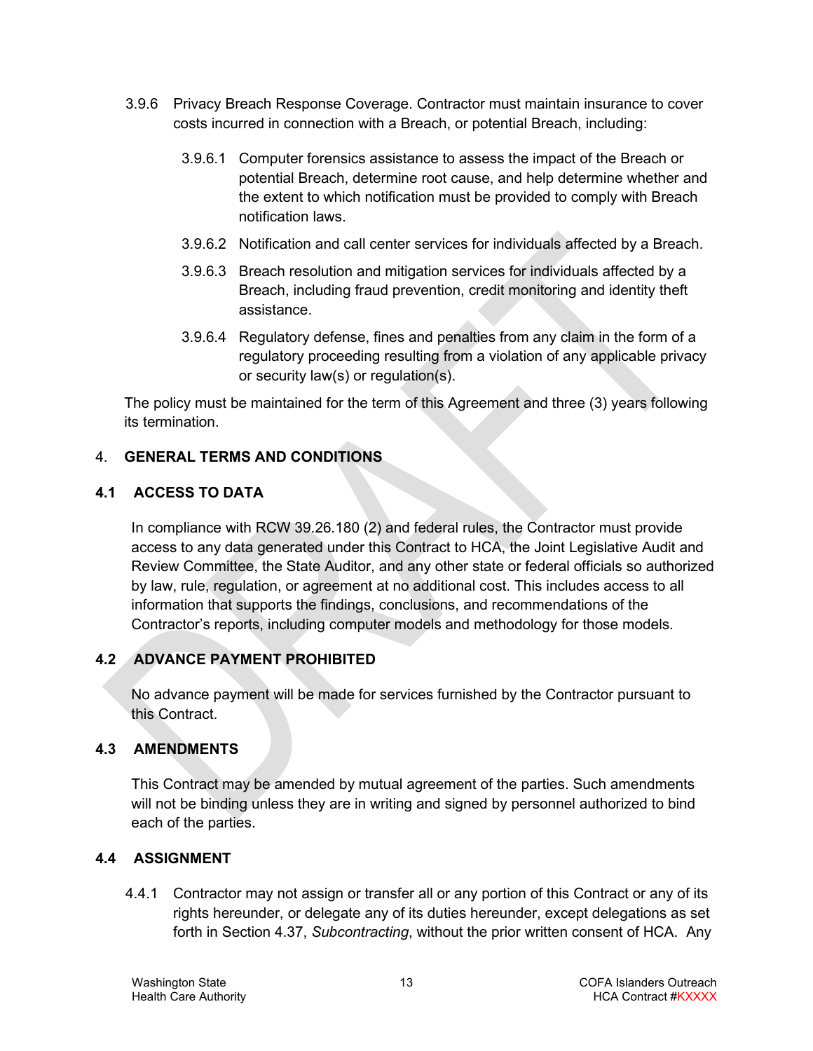3.9.6 Privacy Breach Response Coverage. Contractor must maintain insurance to cover costs incurred in connection with a Breach, or potential Breach, including:

3.9.6.1 Computer forensics assistance to assess the impact of the Breach or potential Breach, determine root cause, and help determine whether and the extent to which notification must be provided to comply with Breach notification laws.

3.9.6.2 Notification and call center services for individuals affected by a Breach.

3.9.6.3 Breach resolution and mitigation services for individuals affected by a Breach, including fraud prevention, credit monitoring and identity theft assistance.

3.9.6.4 Regulatory defense, fines and penalties from any claim in the form of a regulatory proceeding resulting from a violation of any applicable privacy or security law(s) or regulation(s).

The policy must be maintained for the term of this Agreement and three (3) years following its termination.

## 4. GENERAL TERMS AND CONDITIONS

### 4.1 ACCESS TO DATA

In compliance with RCW 39.26.180 (2) and federal rules, the Contractor must provide access to any data generated under this Contract to HCA, the Joint Legislative Audit and Review Committee, the State Auditor, and any other state or federal officials so authorized by law, rule, regulation, or agreement at no additional cost. This includes access to all information that supports the findings, conclusions, and recommendations of the Contractor's reports, including computer models and methodology for those models.

### 4.2 ADVANCE PAYMENT PROHIBITED

No advance payment will be made for services furnished by the Contractor pursuant to this Contract.

### 4.3 AMENDMENTS

This Contract may be amended by mutual agreement of the parties. Such amendments will not be binding unless they are in writing and signed by personnel authorized to bind each of the parties.

### 4.4 ASSIGNMENT

4.4.1 Contractor may not assign or transfer all or any portion of this Contract or any of its rights hereunder, or delegate any of its duties hereunder, except delegations as set forth in Section 4.37, *Subcontracting*, without the prior written consent of HCA. Any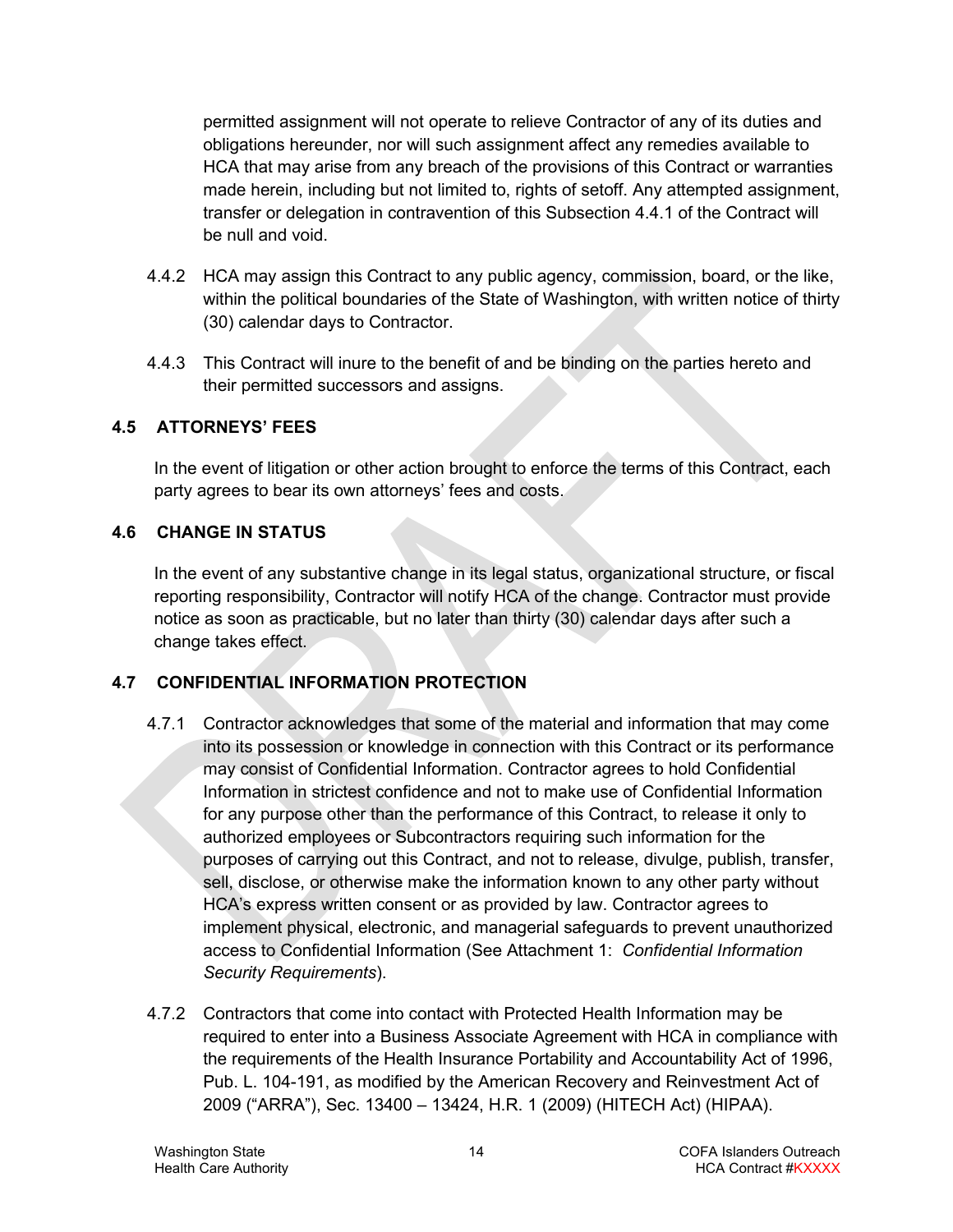permitted assignment will not operate to relieve Contractor of any of its duties and obligations hereunder, nor will such assignment affect any remedies available to HCA that may arise from any breach of the provisions of this Contract or warranties made herein, including but not limited to, rights of setoff. Any attempted assignment, transfer or delegation in contravention of this Subsection 4.4.1 of the Contract will be null and void.

4.4.2 HCA may assign this Contract to any public agency, commission, board, or the like, within the political boundaries of the State of Washington, with written notice of thirty (30) calendar days to Contractor.

4.4.3 This Contract will inure to the benefit of and be binding on the parties hereto and their permitted successors and assigns.

## 4.5 ATTORNEYS' FEES

In the event of litigation or other action brought to enforce the terms of this Contract, each party agrees to bear its own attorneys' fees and costs.

## 4.6 CHANGE IN STATUS

In the event of any substantive change in its legal status, organizational structure, or fiscal reporting responsibility, Contractor will notify HCA of the change. Contractor must provide notice as soon as practicable, but no later than thirty (30) calendar days after such a change takes effect.

## 4.7 CONFIDENTIAL INFORMATION PROTECTION

4.7.1 Contractor acknowledges that some of the material and information that may come into its possession or knowledge in connection with this Contract or its performance may consist of Confidential Information. Contractor agrees to hold Confidential Information in strictest confidence and not to make use of Confidential Information for any purpose other than the performance of this Contract, to release it only to authorized employees or Subcontractors requiring such information for the purposes of carrying out this Contract, and not to release, divulge, publish, transfer, sell, disclose, or otherwise make the information known to any other party without HCA's express written consent or as provided by law. Contractor agrees to implement physical, electronic, and managerial safeguards to prevent unauthorized access to Confidential Information (See Attachment 1: *Confidential Information Security Requirements*).

4.7.2 Contractors that come into contact with Protected Health Information may be required to enter into a Business Associate Agreement with HCA in compliance with the requirements of the Health Insurance Portability and Accountability Act of 1996, Pub. L. 104-191, as modified by the American Recovery and Reinvestment Act of 2009 ("ARRA"), Sec. 13400 – 13424, H.R. 1 (2009) (HITECH Act) (HIPAA).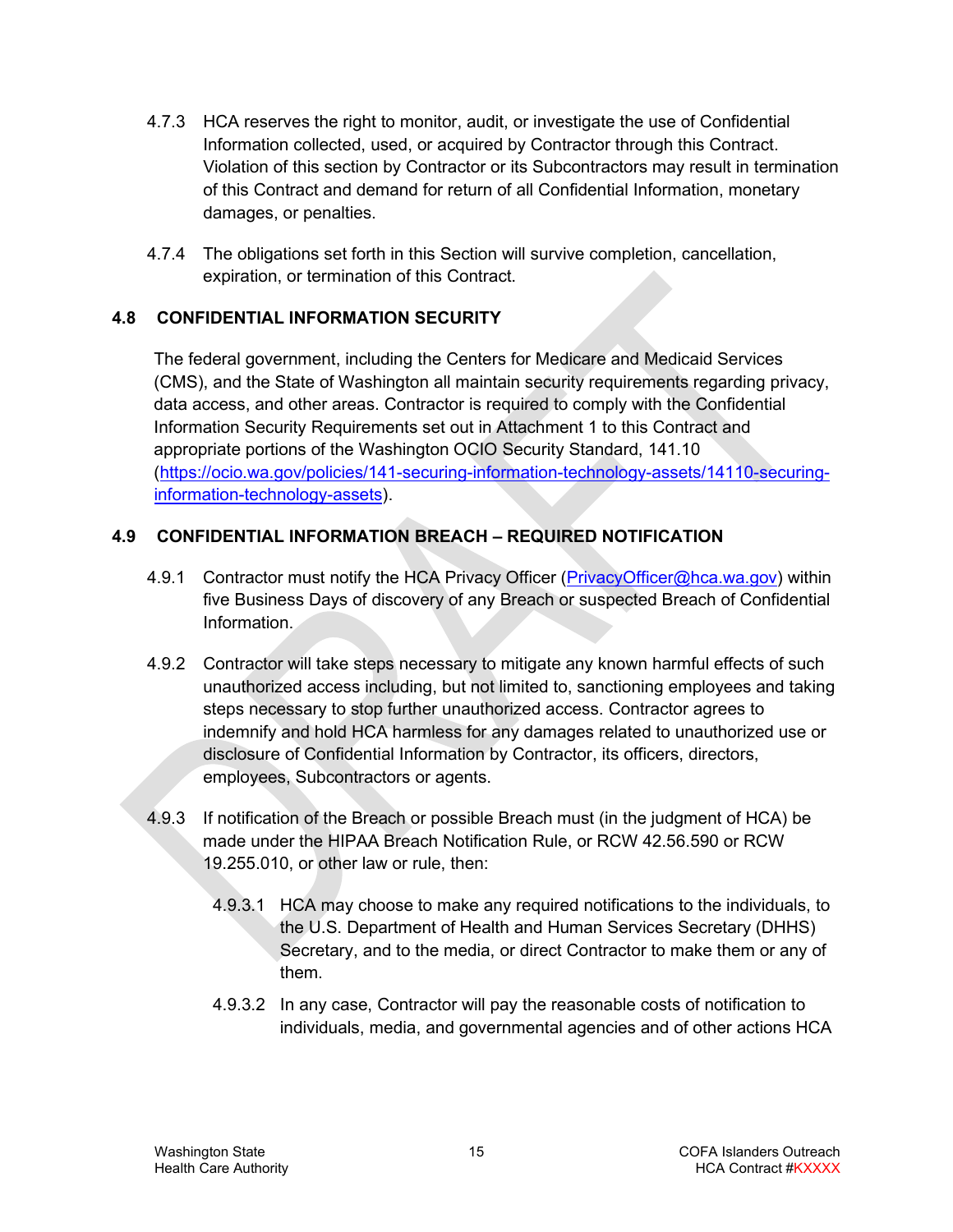4.7.3 HCA reserves the right to monitor, audit, or investigate the use of Confidential Information collected, used, or acquired by Contractor through this Contract. Violation of this section by Contractor or its Subcontractors may result in termination of this Contract and demand for return of all Confidential Information, monetary damages, or penalties.

4.7.4 The obligations set forth in this Section will survive completion, cancellation, expiration, or termination of this Contract.

### 4.8 CONFIDENTIAL INFORMATION SECURITY

The federal government, including the Centers for Medicare and Medicaid Services (CMS), and the State of Washington all maintain security requirements regarding privacy, data access, and other areas. Contractor is required to comply with the Confidential Information Security Requirements set out in Attachment 1 to this Contract and appropriate portions of the Washington OCIO Security Standard, 141.10 ([https://ocio.wa.gov/policies/141-securing-information-technology-assets/14110-securing-information-technology-assets](https://ocio.wa.gov/policies/141-securing-information-technology-assets/14110-securing-information-technology-assets)).

### 4.9 CONFIDENTIAL INFORMATION BREACH – REQUIRED NOTIFICATION

4.9.1 Contractor must notify the HCA Privacy Officer ([PrivacyOfficer@hca.wa.gov](mailto:PrivacyOfficer@hca.wa.gov)) within five Business Days of discovery of any Breach or suspected Breach of Confidential Information.

4.9.2 Contractor will take steps necessary to mitigate any known harmful effects of such unauthorized access including, but not limited to, sanctioning employees and taking steps necessary to stop further unauthorized access. Contractor agrees to indemnify and hold HCA harmless for any damages related to unauthorized use or disclosure of Confidential Information by Contractor, its officers, directors, employees, Subcontractors or agents.

4.9.3 If notification of the Breach or possible Breach must (in the judgment of HCA) be made under the HIPAA Breach Notification Rule, or RCW 42.56.590 or RCW 19.255.010, or other law or rule, then:

4.9.3.1 HCA may choose to make any required notifications to the individuals, to the U.S. Department of Health and Human Services Secretary (DHHS) Secretary, and to the media, or direct Contractor to make them or any of them.

4.9.3.2 In any case, Contractor will pay the reasonable costs of notification to individuals, media, and governmental agencies and of other actions HCA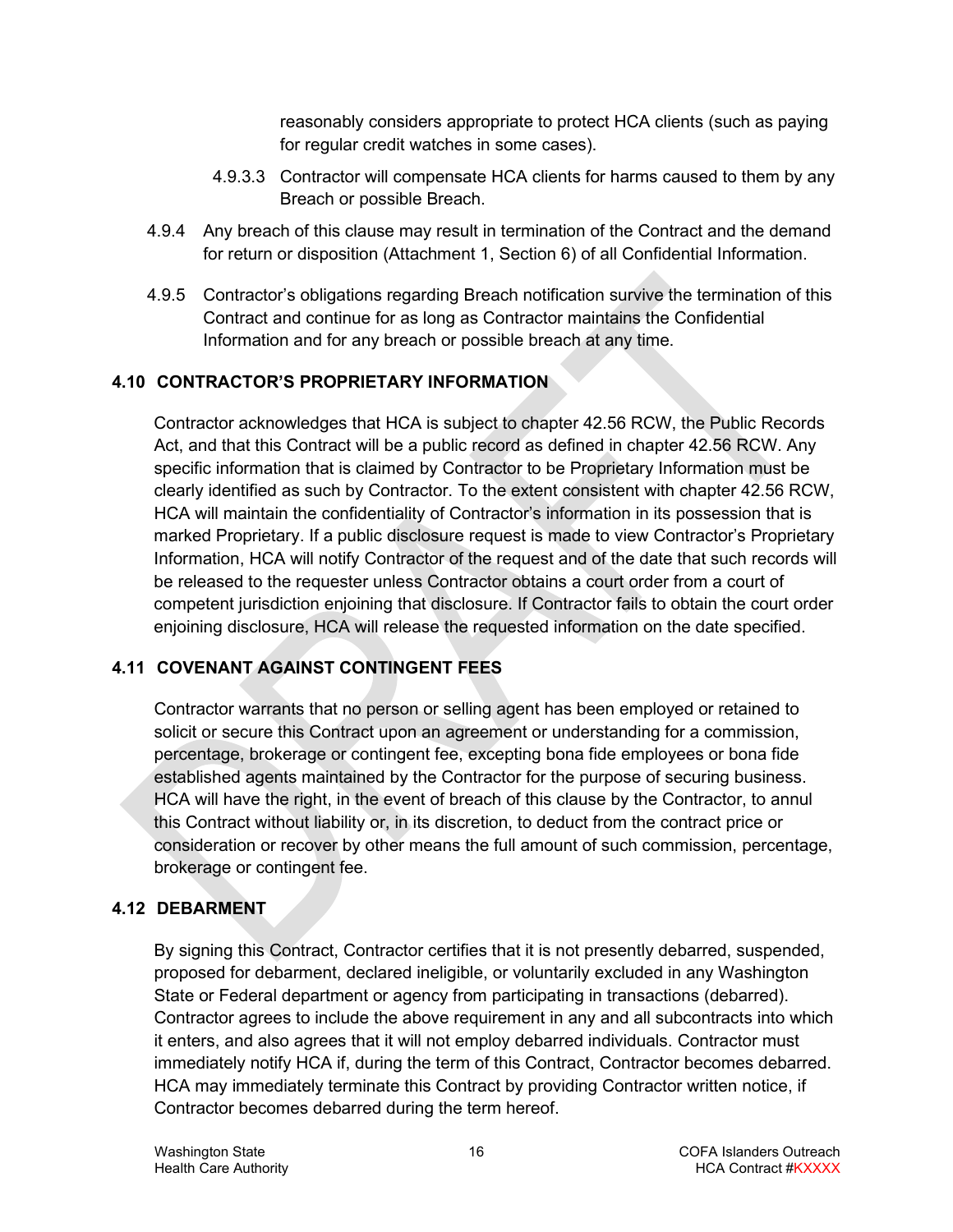reasonably considers appropriate to protect HCA clients (such as paying for regular credit watches in some cases).

4.9.3.3 Contractor will compensate HCA clients for harms caused to them by any Breach or possible Breach.

4.9.4 Any breach of this clause may result in termination of the Contract and the demand for return or disposition (Attachment 1, Section 6) of all Confidential Information.

4.9.5 Contractor's obligations regarding Breach notification survive the termination of this Contract and continue for as long as Contractor maintains the Confidential Information and for any breach or possible breach at any time.

## 4.10 CONTRACTOR'S PROPRIETARY INFORMATION

Contractor acknowledges that HCA is subject to chapter 42.56 RCW, the Public Records Act, and that this Contract will be a public record as defined in chapter 42.56 RCW. Any specific information that is claimed by Contractor to be Proprietary Information must be clearly identified as such by Contractor. To the extent consistent with chapter 42.56 RCW, HCA will maintain the confidentiality of Contractor's information in its possession that is marked Proprietary. If a public disclosure request is made to view Contractor's Proprietary Information, HCA will notify Contractor of the request and of the date that such records will be released to the requester unless Contractor obtains a court order from a court of competent jurisdiction enjoining that disclosure. If Contractor fails to obtain the court order enjoining disclosure, HCA will release the requested information on the date specified.

## 4.11 COVENANT AGAINST CONTINGENT FEES

Contractor warrants that no person or selling agent has been employed or retained to solicit or secure this Contract upon an agreement or understanding for a commission, percentage, brokerage or contingent fee, excepting bona fide employees or bona fide established agents maintained by the Contractor for the purpose of securing business. HCA will have the right, in the event of breach of this clause by the Contractor, to annul this Contract without liability or, in its discretion, to deduct from the contract price or consideration or recover by other means the full amount of such commission, percentage, brokerage or contingent fee.

## 4.12 DEBARMENT

By signing this Contract, Contractor certifies that it is not presently debarred, suspended, proposed for debarment, declared ineligible, or voluntarily excluded in any Washington State or Federal department or agency from participating in transactions (debarred). Contractor agrees to include the above requirement in any and all subcontracts into which it enters, and also agrees that it will not employ debarred individuals. Contractor must immediately notify HCA if, during the term of this Contract, Contractor becomes debarred. HCA may immediately terminate this Contract by providing Contractor written notice, if Contractor becomes debarred during the term hereof.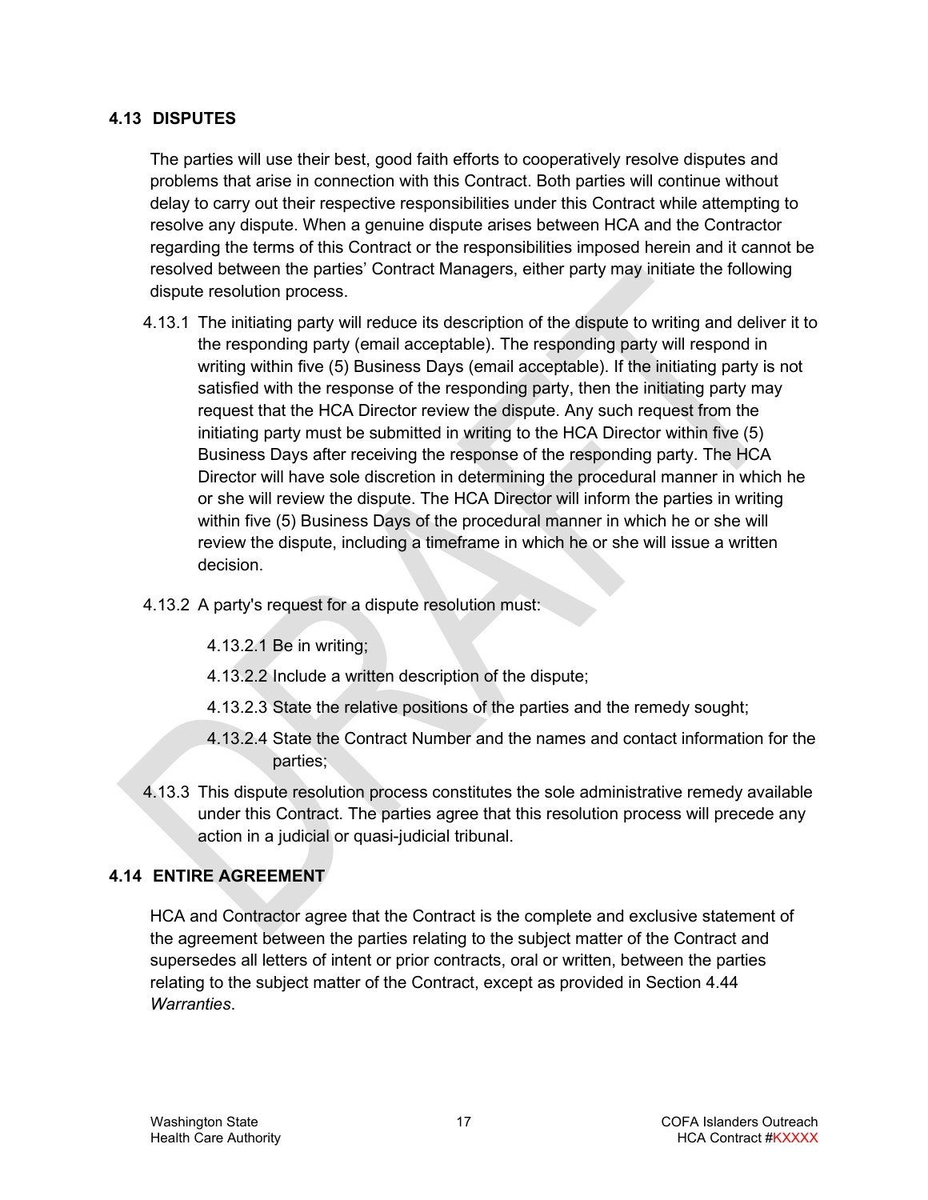## 4.13 DISPUTES

The parties will use their best, good faith efforts to cooperatively resolve disputes and problems that arise in connection with this Contract. Both parties will continue without delay to carry out their respective responsibilities under this Contract while attempting to resolve any dispute. When a genuine dispute arises between HCA and the Contractor regarding the terms of this Contract or the responsibilities imposed herein and it cannot be resolved between the parties' Contract Managers, either party may initiate the following dispute resolution process.

4.13.1 The initiating party will reduce its description of the dispute to writing and deliver it to the responding party (email acceptable). The responding party will respond in writing within five (5) Business Days (email acceptable). If the initiating party is not satisfied with the response of the responding party, then the initiating party may request that the HCA Director review the dispute. Any such request from the initiating party must be submitted in writing to the HCA Director within five (5) Business Days after receiving the response of the responding party. The HCA Director will have sole discretion in determining the procedural manner in which he or she will review the dispute. The HCA Director will inform the parties in writing within five (5) Business Days of the procedural manner in which he or she will review the dispute, including a timeframe in which he or she will issue a written decision.

4.13.2 A party's request for a dispute resolution must:

4.13.2.1 Be in writing;

4.13.2.2 Include a written description of the dispute;

4.13.2.3 State the relative positions of the parties and the remedy sought;

4.13.2.4 State the Contract Number and the names and contact information for the parties;

4.13.3 This dispute resolution process constitutes the sole administrative remedy available under this Contract. The parties agree that this resolution process will precede any action in a judicial or quasi-judicial tribunal.

## 4.14 ENTIRE AGREEMENT

HCA and Contractor agree that the Contract is the complete and exclusive statement of the agreement between the parties relating to the subject matter of the Contract and supersedes all letters of intent or prior contracts, oral or written, between the parties relating to the subject matter of the Contract, except as provided in Section 4.44 *Warranties*.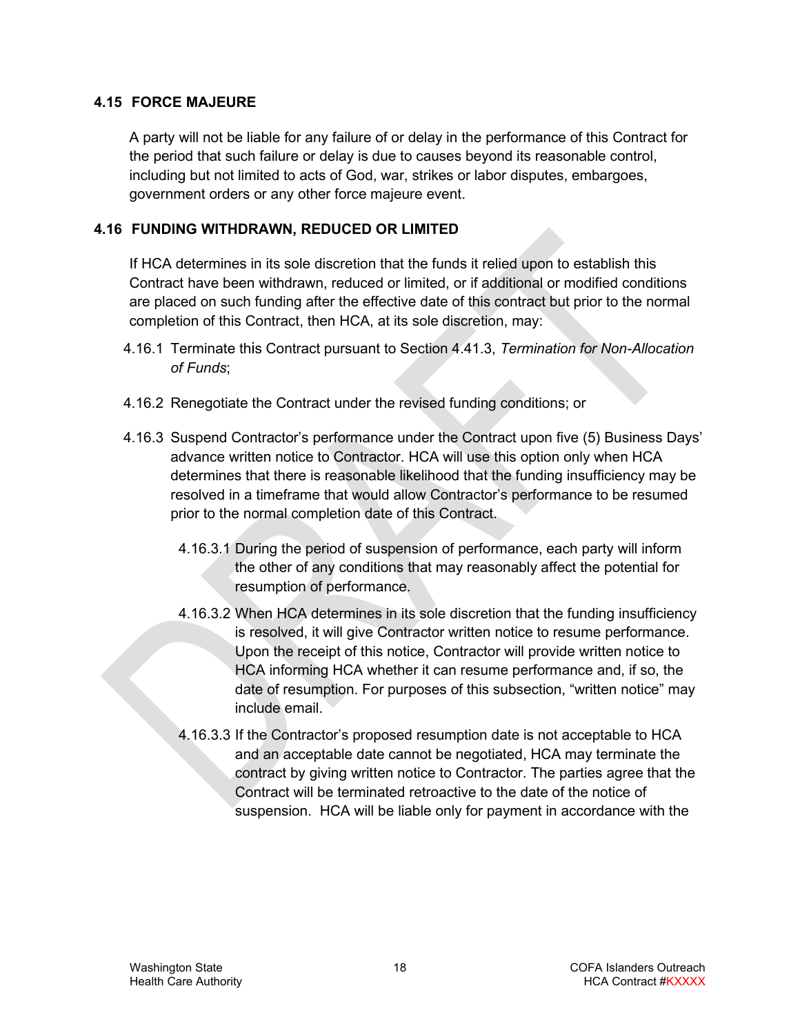### 4.15 FORCE MAJEURE

A party will not be liable for any failure of or delay in the performance of this Contract for the period that such failure or delay is due to causes beyond its reasonable control, including but not limited to acts of God, war, strikes or labor disputes, embargoes, government orders or any other force majeure event.

### 4.16 FUNDING WITHDRAWN, REDUCED OR LIMITED

If HCA determines in its sole discretion that the funds it relied upon to establish this Contract have been withdrawn, reduced or limited, or if additional or modified conditions are placed on such funding after the effective date of this contract but prior to the normal completion of this Contract, then HCA, at its sole discretion, may:

4.16.1 Terminate this Contract pursuant to Section 4.41.3, *Termination for Non-Allocation of Funds*;

4.16.2 Renegotiate the Contract under the revised funding conditions; or

4.16.3 Suspend Contractor's performance under the Contract upon five (5) Business Days' advance written notice to Contractor. HCA will use this option only when HCA determines that there is reasonable likelihood that the funding insufficiency may be resolved in a timeframe that would allow Contractor's performance to be resumed prior to the normal completion date of this Contract.

4.16.3.1 During the period of suspension of performance, each party will inform the other of any conditions that may reasonably affect the potential for resumption of performance.

4.16.3.2 When HCA determines in its sole discretion that the funding insufficiency is resolved, it will give Contractor written notice to resume performance. Upon the receipt of this notice, Contractor will provide written notice to HCA informing HCA whether it can resume performance and, if so, the date of resumption. For purposes of this subsection, "written notice" may include email.

4.16.3.3 If the Contractor's proposed resumption date is not acceptable to HCA and an acceptable date cannot be negotiated, HCA may terminate the contract by giving written notice to Contractor. The parties agree that the Contract will be terminated retroactive to the date of the notice of suspension. HCA will be liable only for payment in accordance with the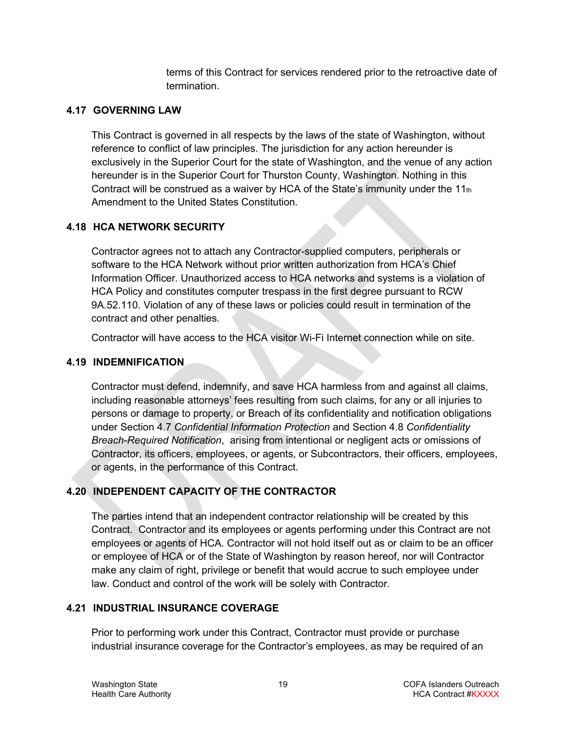terms of this Contract for services rendered prior to the retroactive date of termination.

### 4.17 GOVERNING LAW

This Contract is governed in all respects by the laws of the state of Washington, without reference to conflict of law principles. The jurisdiction for any action hereunder is exclusively in the Superior Court for the state of Washington, and the venue of any action hereunder is in the Superior Court for Thurston County, Washington. Nothing in this Contract will be construed as a waiver by HCA of the State's immunity under the 11th Amendment to the United States Constitution.

### 4.18 HCA NETWORK SECURITY

Contractor agrees not to attach any Contractor-supplied computers, peripherals or software to the HCA Network without prior written authorization from HCA's Chief Information Officer. Unauthorized access to HCA networks and systems is a violation of HCA Policy and constitutes computer trespass in the first degree pursuant to RCW 9A.52.110. Violation of any of these laws or policies could result in termination of the contract and other penalties.

Contractor will have access to the HCA visitor Wi-Fi Internet connection while on site.

### 4.19 INDEMNIFICATION

Contractor must defend, indemnify, and save HCA harmless from and against all claims, including reasonable attorneys' fees resulting from such claims, for any or all injuries to persons or damage to property, or Breach of its confidentiality and notification obligations under Section 4.7 *Confidential Information Protection* and Section 4.8 *Confidentiality Breach-Required Notification*, arising from intentional or negligent acts or omissions of Contractor, its officers, employees, or agents, or Subcontractors, their officers, employees, or agents, in the performance of this Contract.

### 4.20 INDEPENDENT CAPACITY OF THE CONTRACTOR

The parties intend that an independent contractor relationship will be created by this Contract. Contractor and its employees or agents performing under this Contract are not employees or agents of HCA. Contractor will not hold itself out as or claim to be an officer or employee of HCA or of the State of Washington by reason hereof, nor will Contractor make any claim of right, privilege or benefit that would accrue to such employee under law. Conduct and control of the work will be solely with Contractor.

### 4.21 INDUSTRIAL INSURANCE COVERAGE

Prior to performing work under this Contract, Contractor must provide or purchase industrial insurance coverage for the Contractor's employees, as may be required of an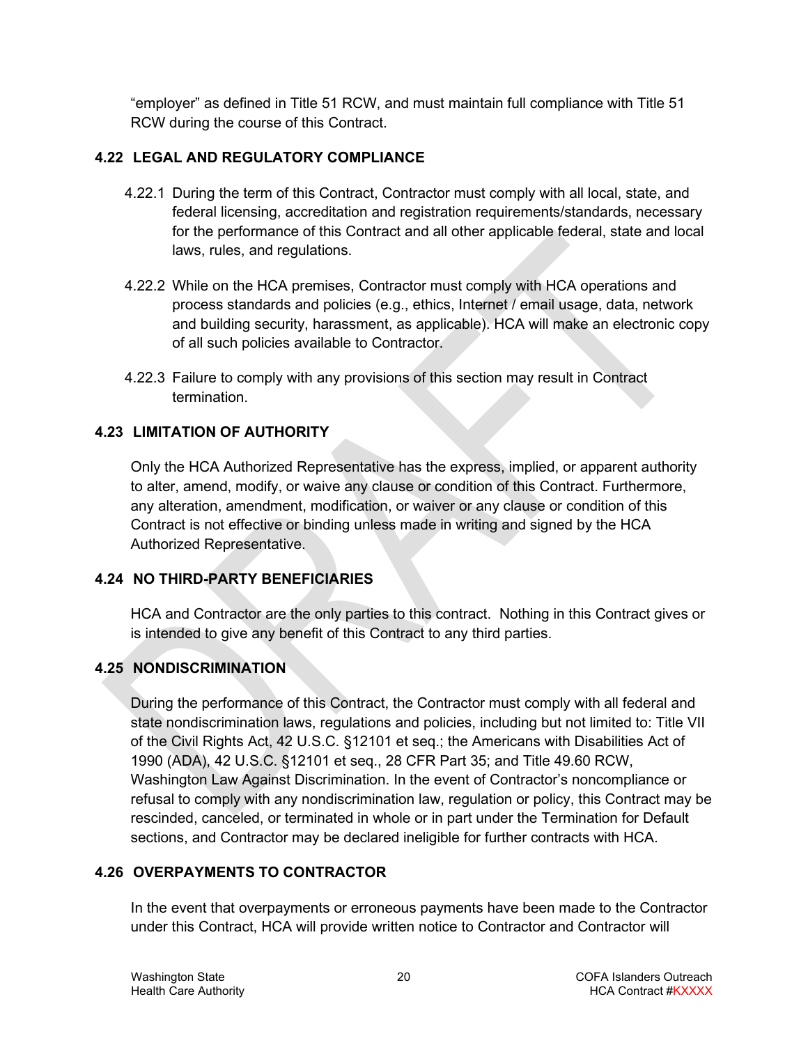"employer" as defined in Title 51 RCW, and must maintain full compliance with Title 51 RCW during the course of this Contract.

### 4.22 LEGAL AND REGULATORY COMPLIANCE

4.22.1 During the term of this Contract, Contractor must comply with all local, state, and federal licensing, accreditation and registration requirements/standards, necessary for the performance of this Contract and all other applicable federal, state and local laws, rules, and regulations.

4.22.2 While on the HCA premises, Contractor must comply with HCA operations and process standards and policies (e.g., ethics, Internet / email usage, data, network and building security, harassment, as applicable). HCA will make an electronic copy of all such policies available to Contractor.

4.22.3 Failure to comply with any provisions of this section may result in Contract termination.

### 4.23 LIMITATION OF AUTHORITY

Only the HCA Authorized Representative has the express, implied, or apparent authority to alter, amend, modify, or waive any clause or condition of this Contract. Furthermore, any alteration, amendment, modification, or waiver or any clause or condition of this Contract is not effective or binding unless made in writing and signed by the HCA Authorized Representative.

### 4.24 NO THIRD-PARTY BENEFICIARIES

HCA and Contractor are the only parties to this contract. Nothing in this Contract gives or is intended to give any benefit of this Contract to any third parties.

### 4.25 NONDISCRIMINATION

During the performance of this Contract, the Contractor must comply with all federal and state nondiscrimination laws, regulations and policies, including but not limited to: Title VII of the Civil Rights Act, 42 U.S.C. §12101 et seq.; the Americans with Disabilities Act of 1990 (ADA), 42 U.S.C. §12101 et seq., 28 CFR Part 35; and Title 49.60 RCW, Washington Law Against Discrimination. In the event of Contractor's noncompliance or refusal to comply with any nondiscrimination law, regulation or policy, this Contract may be rescinded, canceled, or terminated in whole or in part under the Termination for Default sections, and Contractor may be declared ineligible for further contracts with HCA.

### 4.26 OVERPAYMENTS TO CONTRACTOR

In the event that overpayments or erroneous payments have been made to the Contractor under this Contract, HCA will provide written notice to Contractor and Contractor will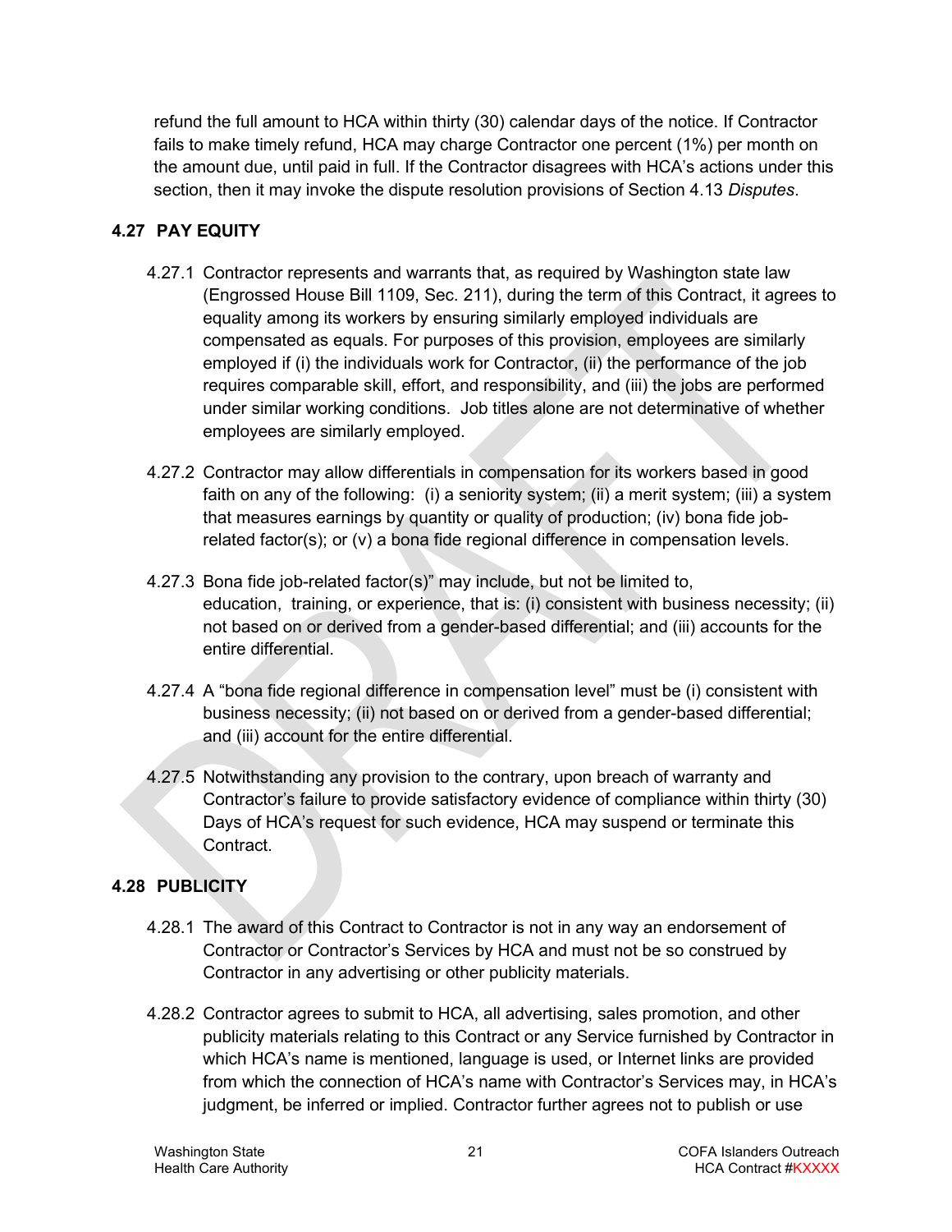refund the full amount to HCA within thirty (30) calendar days of the notice. If Contractor fails to make timely refund, HCA may charge Contractor one percent (1%) per month on the amount due, until paid in full. If the Contractor disagrees with HCA's actions under this section, then it may invoke the dispute resolution provisions of Section 4.13 *Disputes*.

## 4.27 PAY EQUITY

4.27.1 Contractor represents and warrants that, as required by Washington state law (Engrossed House Bill 1109, Sec. 211), during the term of this Contract, it agrees to equality among its workers by ensuring similarly employed individuals are compensated as equals. For purposes of this provision, employees are similarly employed if (i) the individuals work for Contractor, (ii) the performance of the job requires comparable skill, effort, and responsibility, and (iii) the jobs are performed under similar working conditions. Job titles alone are not determinative of whether employees are similarly employed.

4.27.2 Contractor may allow differentials in compensation for its workers based in good faith on any of the following: (i) a seniority system; (ii) a merit system; (iii) a system that measures earnings by quantity or quality of production; (iv) bona fide job-related factor(s); or (v) a bona fide regional difference in compensation levels.

4.27.3 Bona fide job-related factor(s)" may include, but not be limited to, education, training, or experience, that is: (i) consistent with business necessity; (ii) not based on or derived from a gender-based differential; and (iii) accounts for the entire differential.

4.27.4 A "bona fide regional difference in compensation level" must be (i) consistent with business necessity; (ii) not based on or derived from a gender-based differential; and (iii) account for the entire differential.

4.27.5 Notwithstanding any provision to the contrary, upon breach of warranty and Contractor's failure to provide satisfactory evidence of compliance within thirty (30) Days of HCA's request for such evidence, HCA may suspend or terminate this Contract.

## 4.28 PUBLICITY

4.28.1 The award of this Contract to Contractor is not in any way an endorsement of Contractor or Contractor's Services by HCA and must not be so construed by Contractor in any advertising or other publicity materials.

4.28.2 Contractor agrees to submit to HCA, all advertising, sales promotion, and other publicity materials relating to this Contract or any Service furnished by Contractor in which HCA's name is mentioned, language is used, or Internet links are provided from which the connection of HCA's name with Contractor's Services may, in HCA's judgment, be inferred or implied. Contractor further agrees not to publish or use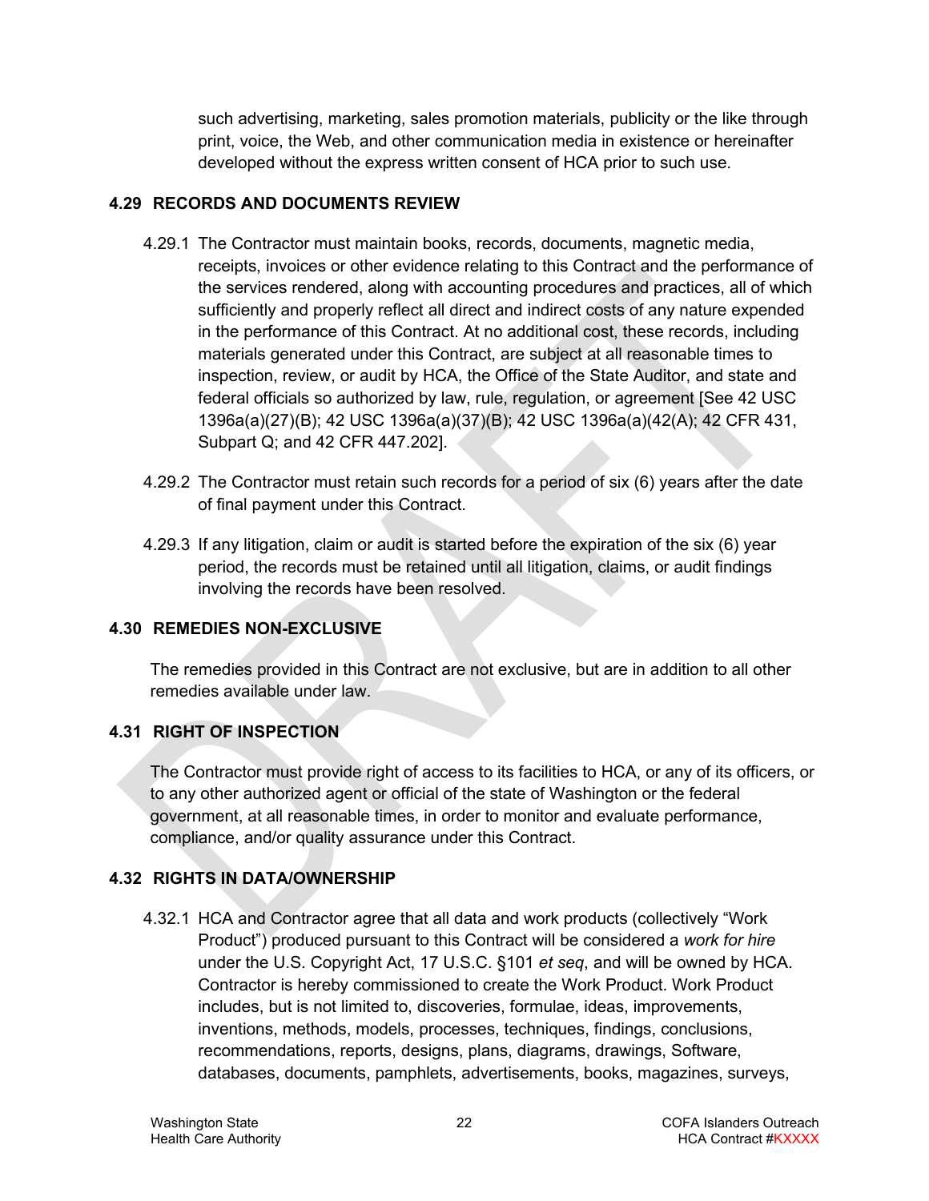such advertising, marketing, sales promotion materials, publicity or the like through print, voice, the Web, and other communication media in existence or hereinafter developed without the express written consent of HCA prior to such use.

## 4.29 RECORDS AND DOCUMENTS REVIEW

4.29.1 The Contractor must maintain books, records, documents, magnetic media, receipts, invoices or other evidence relating to this Contract and the performance of the services rendered, along with accounting procedures and practices, all of which sufficiently and properly reflect all direct and indirect costs of any nature expended in the performance of this Contract. At no additional cost, these records, including materials generated under this Contract, are subject at all reasonable times to inspection, review, or audit by HCA, the Office of the State Auditor, and state and federal officials so authorized by law, rule, regulation, or agreement [See 42 USC 1396a(a)(27)(B); 42 USC 1396a(a)(37)(B); 42 USC 1396a(a)(42(A); 42 CFR 431, Subpart Q; and 42 CFR 447.202].

4.29.2 The Contractor must retain such records for a period of six (6) years after the date of final payment under this Contract.

4.29.3 If any litigation, claim or audit is started before the expiration of the six (6) year period, the records must be retained until all litigation, claims, or audit findings involving the records have been resolved.

## 4.30 REMEDIES NON-EXCLUSIVE

The remedies provided in this Contract are not exclusive, but are in addition to all other remedies available under law.

## 4.31 RIGHT OF INSPECTION

The Contractor must provide right of access to its facilities to HCA, or any of its officers, or to any other authorized agent or official of the state of Washington or the federal government, at all reasonable times, in order to monitor and evaluate performance, compliance, and/or quality assurance under this Contract.

## 4.32 RIGHTS IN DATA/OWNERSHIP

4.32.1 HCA and Contractor agree that all data and work products (collectively "Work Product") produced pursuant to this Contract will be considered a *work for hire* under the U.S. Copyright Act, 17 U.S.C. §101 *et seq*, and will be owned by HCA. Contractor is hereby commissioned to create the Work Product. Work Product includes, but is not limited to, discoveries, formulae, ideas, improvements, inventions, methods, models, processes, techniques, findings, conclusions, recommendations, reports, designs, plans, diagrams, drawings, Software, databases, documents, pamphlets, advertisements, books, magazines, surveys,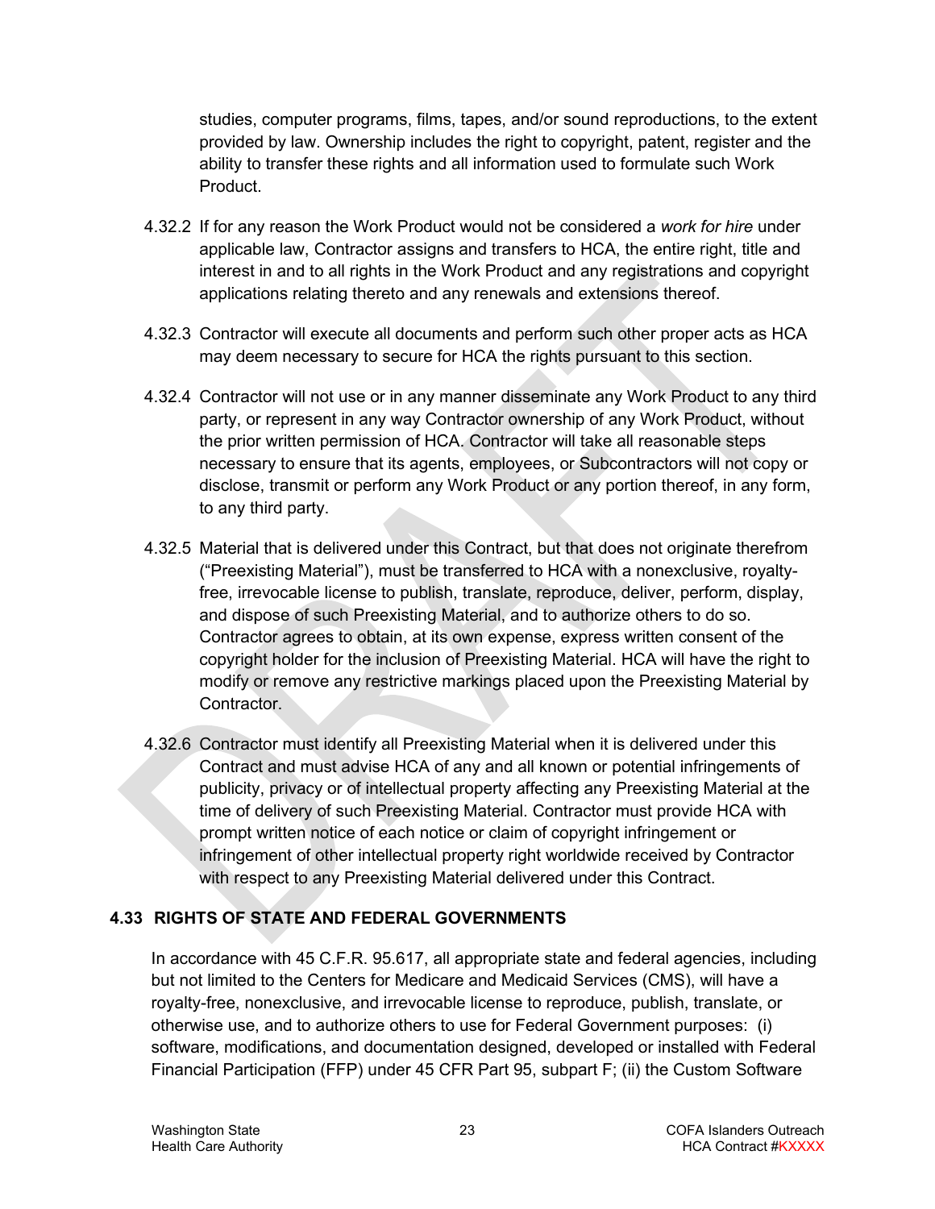studies, computer programs, films, tapes, and/or sound reproductions, to the extent provided by law. Ownership includes the right to copyright, patent, register and the ability to transfer these rights and all information used to formulate such Work Product.

4.32.2 If for any reason the Work Product would not be considered a *work for hire* under applicable law, Contractor assigns and transfers to HCA, the entire right, title and interest in and to all rights in the Work Product and any registrations and copyright applications relating thereto and any renewals and extensions thereof.

4.32.3 Contractor will execute all documents and perform such other proper acts as HCA may deem necessary to secure for HCA the rights pursuant to this section.

4.32.4 Contractor will not use or in any manner disseminate any Work Product to any third party, or represent in any way Contractor ownership of any Work Product, without the prior written permission of HCA. Contractor will take all reasonable steps necessary to ensure that its agents, employees, or Subcontractors will not copy or disclose, transmit or perform any Work Product or any portion thereof, in any form, to any third party.

4.32.5 Material that is delivered under this Contract, but that does not originate therefrom ("Preexisting Material"), must be transferred to HCA with a nonexclusive, royalty-free, irrevocable license to publish, translate, reproduce, deliver, perform, display, and dispose of such Preexisting Material, and to authorize others to do so. Contractor agrees to obtain, at its own expense, express written consent of the copyright holder for the inclusion of Preexisting Material. HCA will have the right to modify or remove any restrictive markings placed upon the Preexisting Material by Contractor.

4.32.6 Contractor must identify all Preexisting Material when it is delivered under this Contract and must advise HCA of any and all known or potential infringements of publicity, privacy or of intellectual property affecting any Preexisting Material at the time of delivery of such Preexisting Material. Contractor must provide HCA with prompt written notice of each notice or claim of copyright infringement or infringement of other intellectual property right worldwide received by Contractor with respect to any Preexisting Material delivered under this Contract.

## 4.33 RIGHTS OF STATE AND FEDERAL GOVERNMENTS

In accordance with 45 C.F.R. 95.617, all appropriate state and federal agencies, including but not limited to the Centers for Medicare and Medicaid Services (CMS), will have a royalty-free, nonexclusive, and irrevocable license to reproduce, publish, translate, or otherwise use, and to authorize others to use for Federal Government purposes: (i) software, modifications, and documentation designed, developed or installed with Federal Financial Participation (FFP) under 45 CFR Part 95, subpart F; (ii) the Custom Software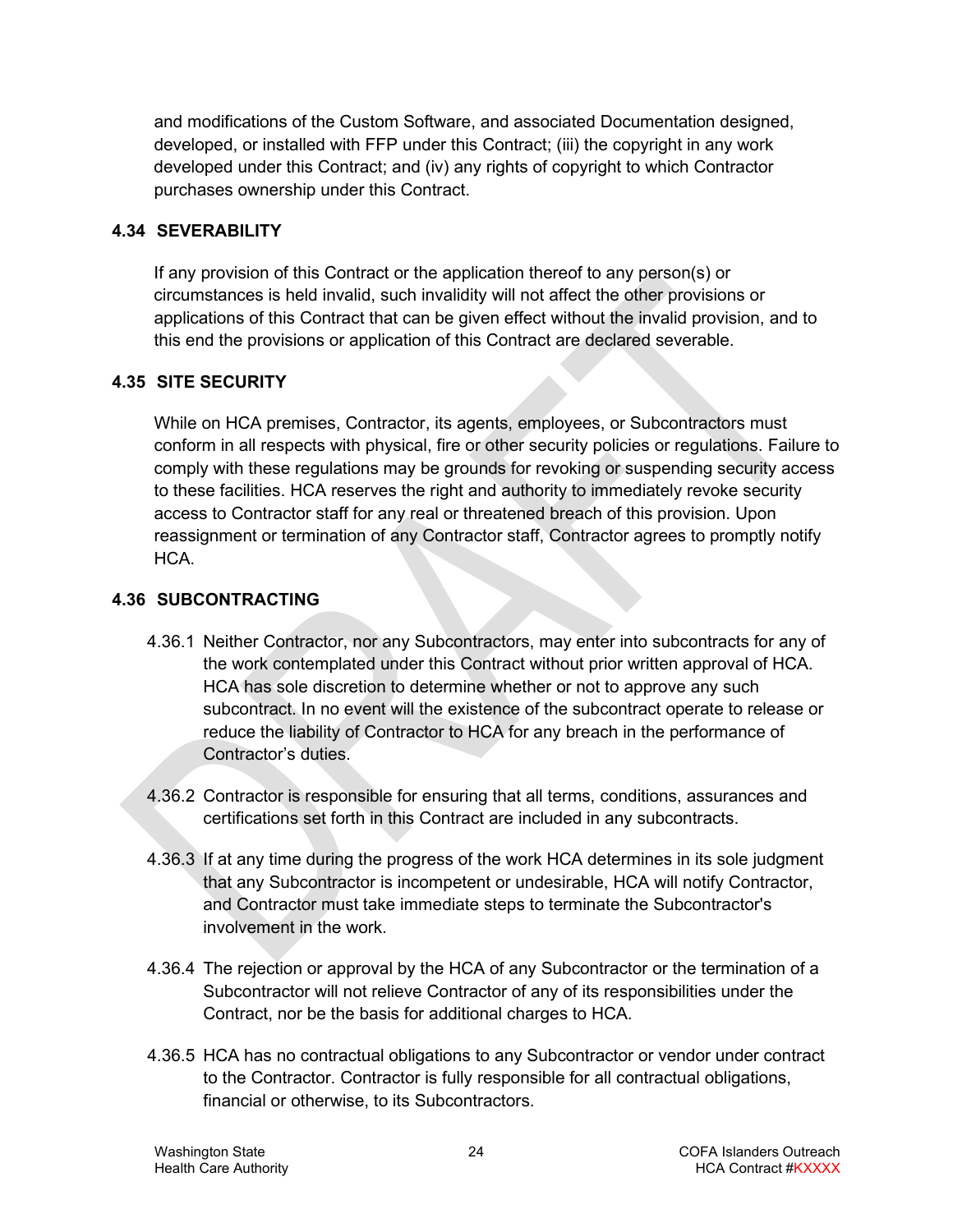and modifications of the Custom Software, and associated Documentation designed, developed, or installed with FFP under this Contract; (iii) the copyright in any work developed under this Contract; and (iv) any rights of copyright to which Contractor purchases ownership under this Contract.

### 4.34 SEVERABILITY

If any provision of this Contract or the application thereof to any person(s) or circumstances is held invalid, such invalidity will not affect the other provisions or applications of this Contract that can be given effect without the invalid provision, and to this end the provisions or application of this Contract are declared severable.

### 4.35 SITE SECURITY

While on HCA premises, Contractor, its agents, employees, or Subcontractors must conform in all respects with physical, fire or other security policies or regulations. Failure to comply with these regulations may be grounds for revoking or suspending security access to these facilities. HCA reserves the right and authority to immediately revoke security access to Contractor staff for any real or threatened breach of this provision. Upon reassignment or termination of any Contractor staff, Contractor agrees to promptly notify HCA.

### 4.36 SUBCONTRACTING

4.36.1 Neither Contractor, nor any Subcontractors, may enter into subcontracts for any of the work contemplated under this Contract without prior written approval of HCA. HCA has sole discretion to determine whether or not to approve any such subcontract. In no event will the existence of the subcontract operate to release or reduce the liability of Contractor to HCA for any breach in the performance of Contractor's duties.

4.36.2 Contractor is responsible for ensuring that all terms, conditions, assurances and certifications set forth in this Contract are included in any subcontracts.

4.36.3 If at any time during the progress of the work HCA determines in its sole judgment that any Subcontractor is incompetent or undesirable, HCA will notify Contractor, and Contractor must take immediate steps to terminate the Subcontractor's involvement in the work.

4.36.4 The rejection or approval by the HCA of any Subcontractor or the termination of a Subcontractor will not relieve Contractor of any of its responsibilities under the Contract, nor be the basis for additional charges to HCA.

4.36.5 HCA has no contractual obligations to any Subcontractor or vendor under contract to the Contractor. Contractor is fully responsible for all contractual obligations, financial or otherwise, to its Subcontractors.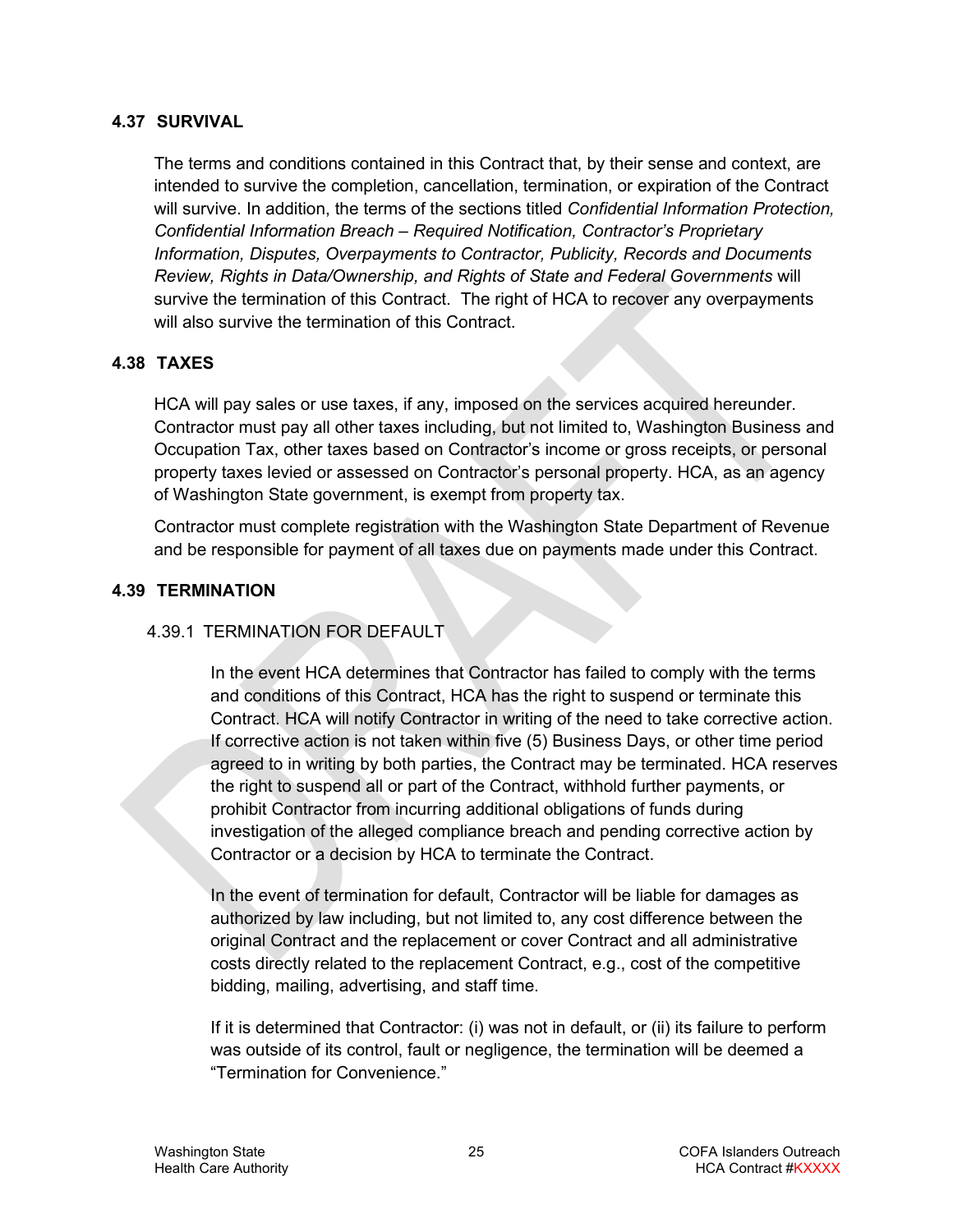## 4.37 SURVIVAL

The terms and conditions contained in this Contract that, by their sense and context, are intended to survive the completion, cancellation, termination, or expiration of the Contract will survive. In addition, the terms of the sections titled *Confidential Information Protection, Confidential Information Breach – Required Notification, Contractor's Proprietary Information, Disputes, Overpayments to Contractor, Publicity, Records and Documents Review, Rights in Data/Ownership, and Rights of State and Federal Governments* will survive the termination of this Contract. The right of HCA to recover any overpayments will also survive the termination of this Contract.

## 4.38 TAXES

HCA will pay sales or use taxes, if any, imposed on the services acquired hereunder. Contractor must pay all other taxes including, but not limited to, Washington Business and Occupation Tax, other taxes based on Contractor's income or gross receipts, or personal property taxes levied or assessed on Contractor's personal property. HCA, as an agency of Washington State government, is exempt from property tax.

Contractor must complete registration with the Washington State Department of Revenue and be responsible for payment of all taxes due on payments made under this Contract.

## 4.39 TERMINATION

### 4.39.1 TERMINATION FOR DEFAULT

In the event HCA determines that Contractor has failed to comply with the terms and conditions of this Contract, HCA has the right to suspend or terminate this Contract. HCA will notify Contractor in writing of the need to take corrective action. If corrective action is not taken within five (5) Business Days, or other time period agreed to in writing by both parties, the Contract may be terminated. HCA reserves the right to suspend all or part of the Contract, withhold further payments, or prohibit Contractor from incurring additional obligations of funds during investigation of the alleged compliance breach and pending corrective action by Contractor or a decision by HCA to terminate the Contract.

In the event of termination for default, Contractor will be liable for damages as authorized by law including, but not limited to, any cost difference between the original Contract and the replacement or cover Contract and all administrative costs directly related to the replacement Contract, e.g., cost of the competitive bidding, mailing, advertising, and staff time.

If it is determined that Contractor: (i) was not in default, or (ii) its failure to perform was outside of its control, fault or negligence, the termination will be deemed a "Termination for Convenience."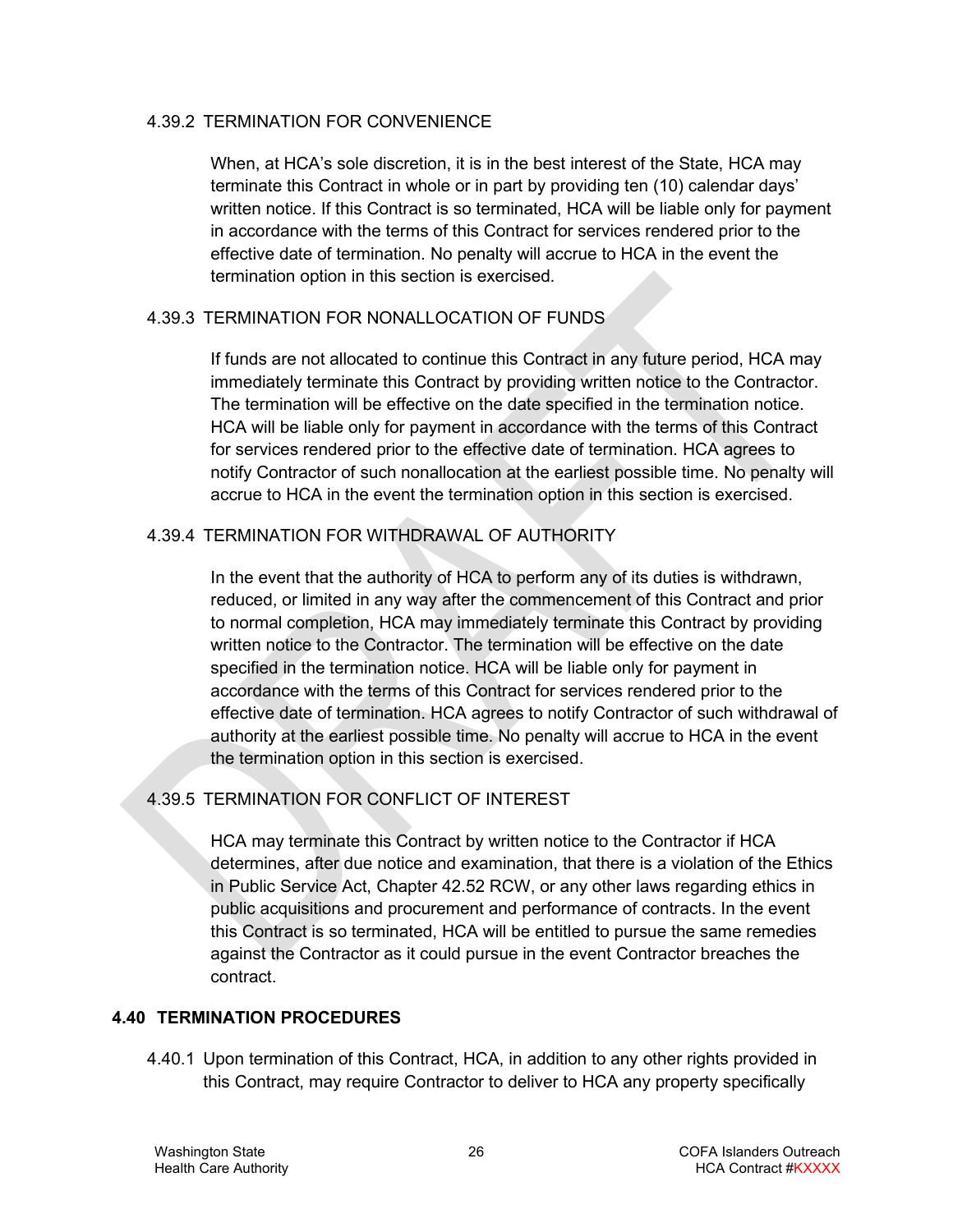### 4.39.2 TERMINATION FOR CONVENIENCE

When, at HCA's sole discretion, it is in the best interest of the State, HCA may terminate this Contract in whole or in part by providing ten (10) calendar days' written notice. If this Contract is so terminated, HCA will be liable only for payment in accordance with the terms of this Contract for services rendered prior to the effective date of termination. No penalty will accrue to HCA in the event the termination option in this section is exercised.

### 4.39.3 TERMINATION FOR NONALLOCATION OF FUNDS

If funds are not allocated to continue this Contract in any future period, HCA may immediately terminate this Contract by providing written notice to the Contractor. The termination will be effective on the date specified in the termination notice. HCA will be liable only for payment in accordance with the terms of this Contract for services rendered prior to the effective date of termination. HCA agrees to notify Contractor of such nonallocation at the earliest possible time. No penalty will accrue to HCA in the event the termination option in this section is exercised.

### 4.39.4 TERMINATION FOR WITHDRAWAL OF AUTHORITY

In the event that the authority of HCA to perform any of its duties is withdrawn, reduced, or limited in any way after the commencement of this Contract and prior to normal completion, HCA may immediately terminate this Contract by providing written notice to the Contractor. The termination will be effective on the date specified in the termination notice. HCA will be liable only for payment in accordance with the terms of this Contract for services rendered prior to the effective date of termination. HCA agrees to notify Contractor of such withdrawal of authority at the earliest possible time. No penalty will accrue to HCA in the event the termination option in this section is exercised.

### 4.39.5 TERMINATION FOR CONFLICT OF INTEREST

HCA may terminate this Contract by written notice to the Contractor if HCA determines, after due notice and examination, that there is a violation of the Ethics in Public Service Act, Chapter 42.52 RCW, or any other laws regarding ethics in public acquisitions and procurement and performance of contracts. In the event this Contract is so terminated, HCA will be entitled to pursue the same remedies against the Contractor as it could pursue in the event Contractor breaches the contract.

## 4.40 TERMINATION PROCEDURES

4.40.1 Upon termination of this Contract, HCA, in addition to any other rights provided in this Contract, may require Contractor to deliver to HCA any property specifically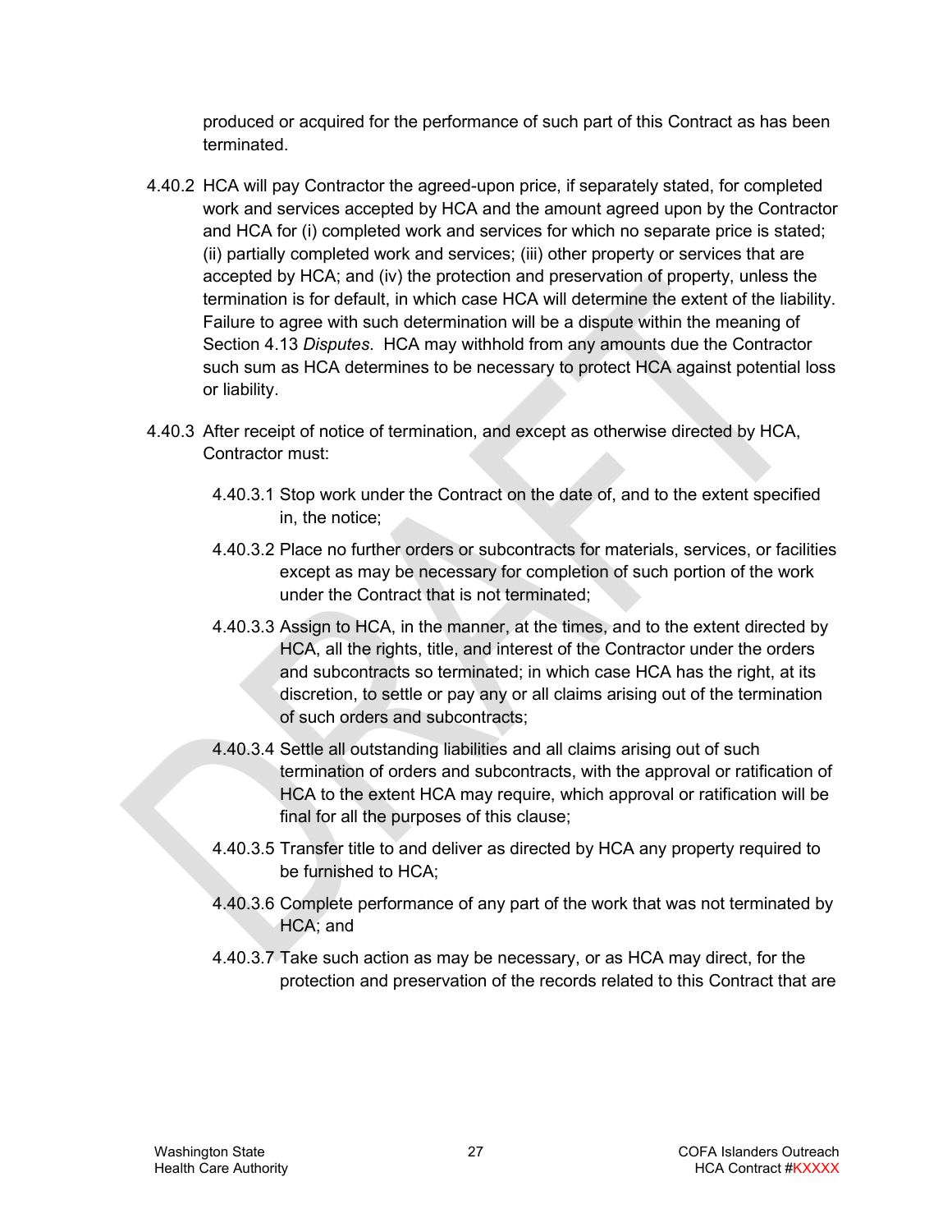produced or acquired for the performance of such part of this Contract as has been terminated.

4.40.2 HCA will pay Contractor the agreed-upon price, if separately stated, for completed work and services accepted by HCA and the amount agreed upon by the Contractor and HCA for (i) completed work and services for which no separate price is stated; (ii) partially completed work and services; (iii) other property or services that are accepted by HCA; and (iv) the protection and preservation of property, unless the termination is for default, in which case HCA will determine the extent of the liability. Failure to agree with such determination will be a dispute within the meaning of Section 4.13 *Disputes*. HCA may withhold from any amounts due the Contractor such sum as HCA determines to be necessary to protect HCA against potential loss or liability.

4.40.3 After receipt of notice of termination, and except as otherwise directed by HCA, Contractor must:

4.40.3.1 Stop work under the Contract on the date of, and to the extent specified in, the notice;

4.40.3.2 Place no further orders or subcontracts for materials, services, or facilities except as may be necessary for completion of such portion of the work under the Contract that is not terminated;

4.40.3.3 Assign to HCA, in the manner, at the times, and to the extent directed by HCA, all the rights, title, and interest of the Contractor under the orders and subcontracts so terminated; in which case HCA has the right, at its discretion, to settle or pay any or all claims arising out of the termination of such orders and subcontracts;

4.40.3.4 Settle all outstanding liabilities and all claims arising out of such termination of orders and subcontracts, with the approval or ratification of HCA to the extent HCA may require, which approval or ratification will be final for all the purposes of this clause;

4.40.3.5 Transfer title to and deliver as directed by HCA any property required to be furnished to HCA;

4.40.3.6 Complete performance of any part of the work that was not terminated by HCA; and

4.40.3.7 Take such action as may be necessary, or as HCA may direct, for the protection and preservation of the records related to this Contract that are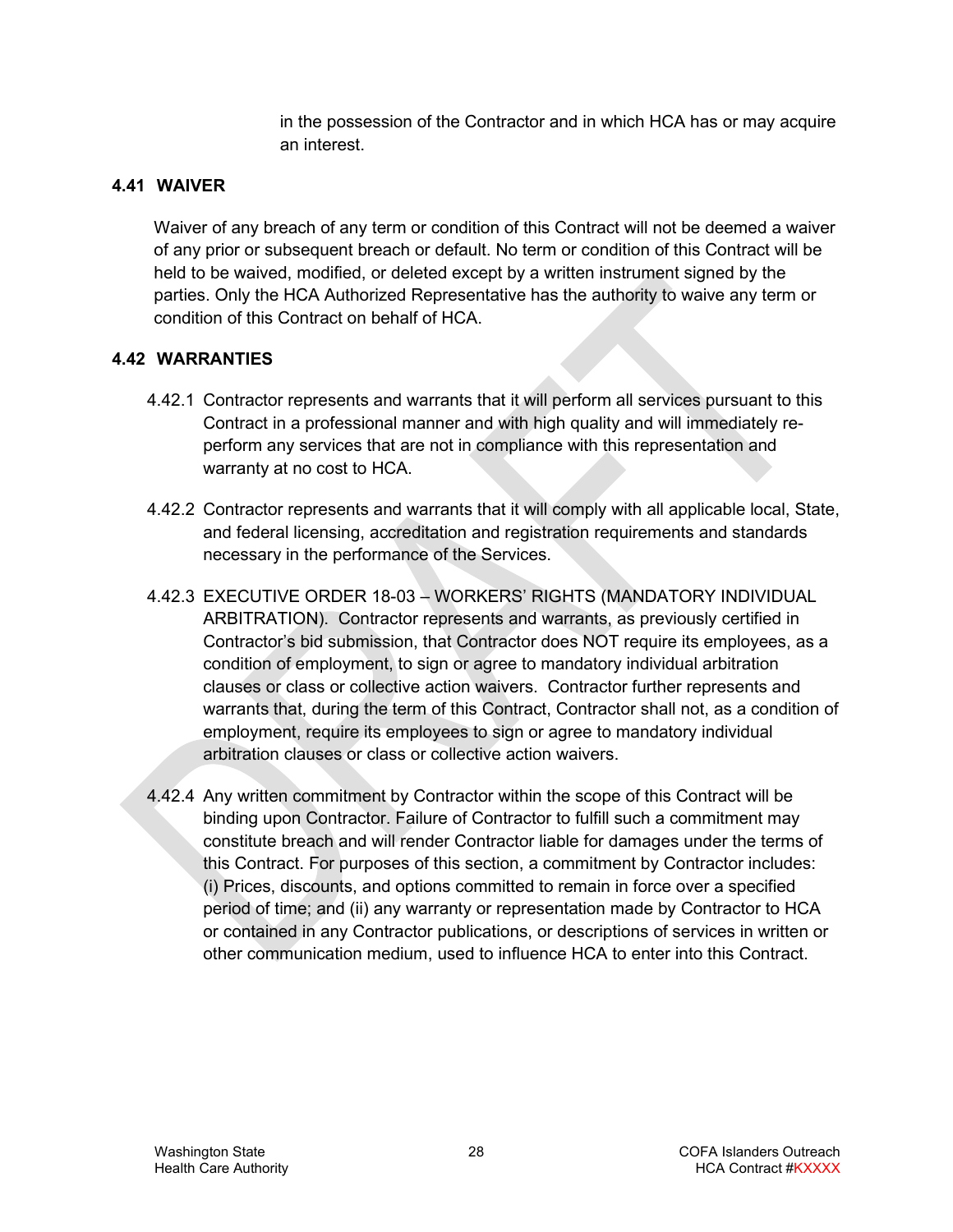in the possession of the Contractor and in which HCA has or may acquire an interest.

### 4.41 WAIVER

Waiver of any breach of any term or condition of this Contract will not be deemed a waiver of any prior or subsequent breach or default. No term or condition of this Contract will be held to be waived, modified, or deleted except by a written instrument signed by the parties. Only the HCA Authorized Representative has the authority to waive any term or condition of this Contract on behalf of HCA.

### 4.42 WARRANTIES

4.42.1 Contractor represents and warrants that it will perform all services pursuant to this Contract in a professional manner and with high quality and will immediately re-perform any services that are not in compliance with this representation and warranty at no cost to HCA.

4.42.2 Contractor represents and warrants that it will comply with all applicable local, State, and federal licensing, accreditation and registration requirements and standards necessary in the performance of the Services.

4.42.3 EXECUTIVE ORDER 18-03 – WORKERS' RIGHTS (MANDATORY INDIVIDUAL ARBITRATION). Contractor represents and warrants, as previously certified in Contractor's bid submission, that Contractor does NOT require its employees, as a condition of employment, to sign or agree to mandatory individual arbitration clauses or class or collective action waivers. Contractor further represents and warrants that, during the term of this Contract, Contractor shall not, as a condition of employment, require its employees to sign or agree to mandatory individual arbitration clauses or class or collective action waivers.

4.42.4 Any written commitment by Contractor within the scope of this Contract will be binding upon Contractor. Failure of Contractor to fulfill such a commitment may constitute breach and will render Contractor liable for damages under the terms of this Contract. For purposes of this section, a commitment by Contractor includes: (i) Prices, discounts, and options committed to remain in force over a specified period of time; and (ii) any warranty or representation made by Contractor to HCA or contained in any Contractor publications, or descriptions of services in written or other communication medium, used to influence HCA to enter into this Contract.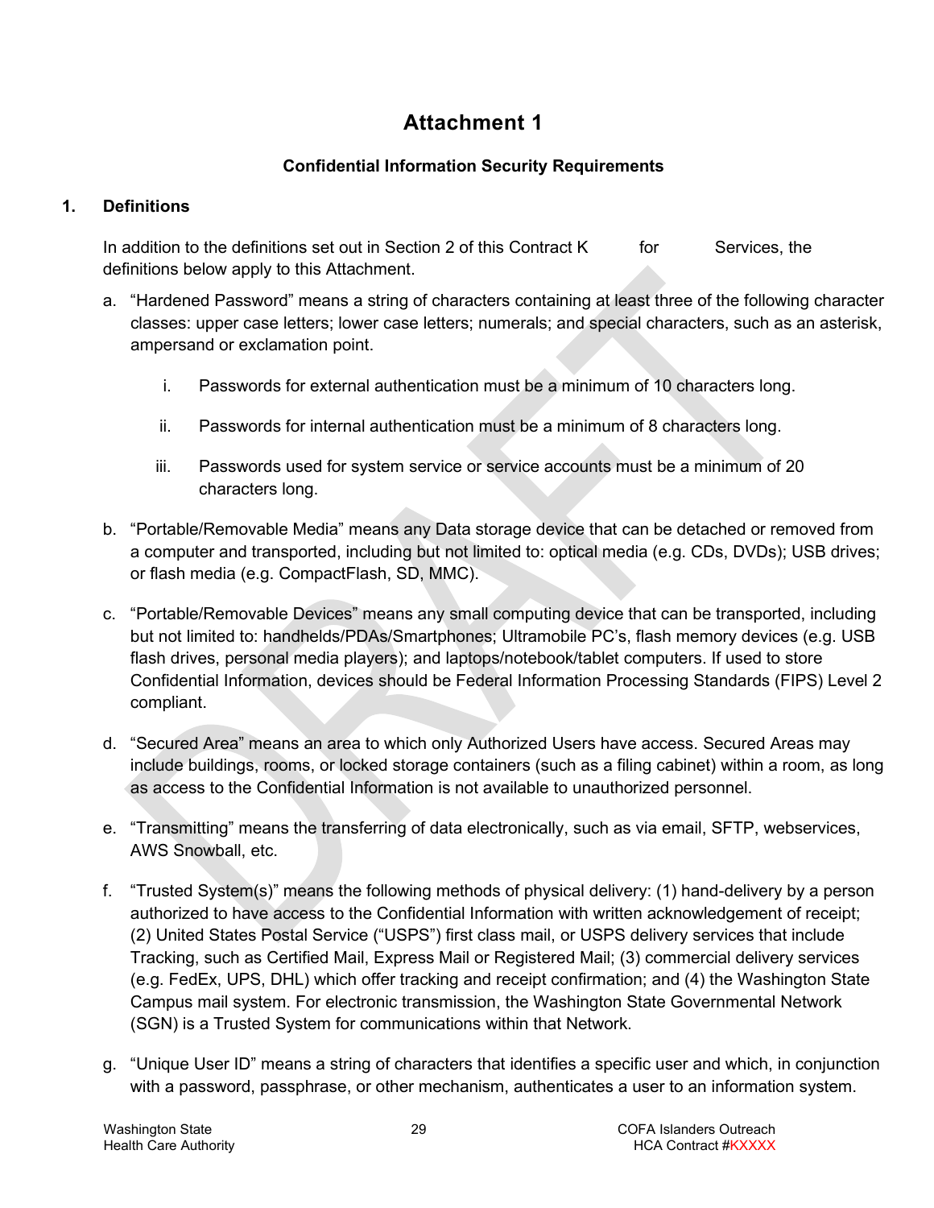# Attachment 1

## Confidential Information Security Requirements

### 1. Definitions

In addition to the definitions set out in Section 2 of this Contract K for Services, the definitions below apply to this Attachment.

a. "Hardened Password" means a string of characters containing at least three of the following character classes: upper case letters; lower case letters; numerals; and special characters, such as an asterisk, ampersand or exclamation point.

   i. Passwords for external authentication must be a minimum of 10 characters long.

   ii. Passwords for internal authentication must be a minimum of 8 characters long.

   iii. Passwords used for system service or service accounts must be a minimum of 20 characters long.

b. "Portable/Removable Media" means any Data storage device that can be detached or removed from a computer and transported, including but not limited to: optical media (e.g. CDs, DVDs); USB drives; or flash media (e.g. CompactFlash, SD, MMC).

c. "Portable/Removable Devices" means any small computing device that can be transported, including but not limited to: handhelds/PDAs/Smartphones; Ultramobile PC's, flash memory devices (e.g. USB flash drives, personal media players); and laptops/notebook/tablet computers. If used to store Confidential Information, devices should be Federal Information Processing Standards (FIPS) Level 2 compliant.

d. "Secured Area" means an area to which only Authorized Users have access. Secured Areas may include buildings, rooms, or locked storage containers (such as a filing cabinet) within a room, as long as access to the Confidential Information is not available to unauthorized personnel.

e. "Transmitting" means the transferring of data electronically, such as via email, SFTP, webservices, AWS Snowball, etc.

f. "Trusted System(s)" means the following methods of physical delivery: (1) hand-delivery by a person authorized to have access to the Confidential Information with written acknowledgement of receipt; (2) United States Postal Service ("USPS") first class mail, or USPS delivery services that include Tracking, such as Certified Mail, Express Mail or Registered Mail; (3) commercial delivery services (e.g. FedEx, UPS, DHL) which offer tracking and receipt confirmation; and (4) the Washington State Campus mail system. For electronic transmission, the Washington State Governmental Network (SGN) is a Trusted System for communications within that Network.

g. "Unique User ID" means a string of characters that identifies a specific user and which, in conjunction with a password, passphrase, or other mechanism, authenticates a user to an information system.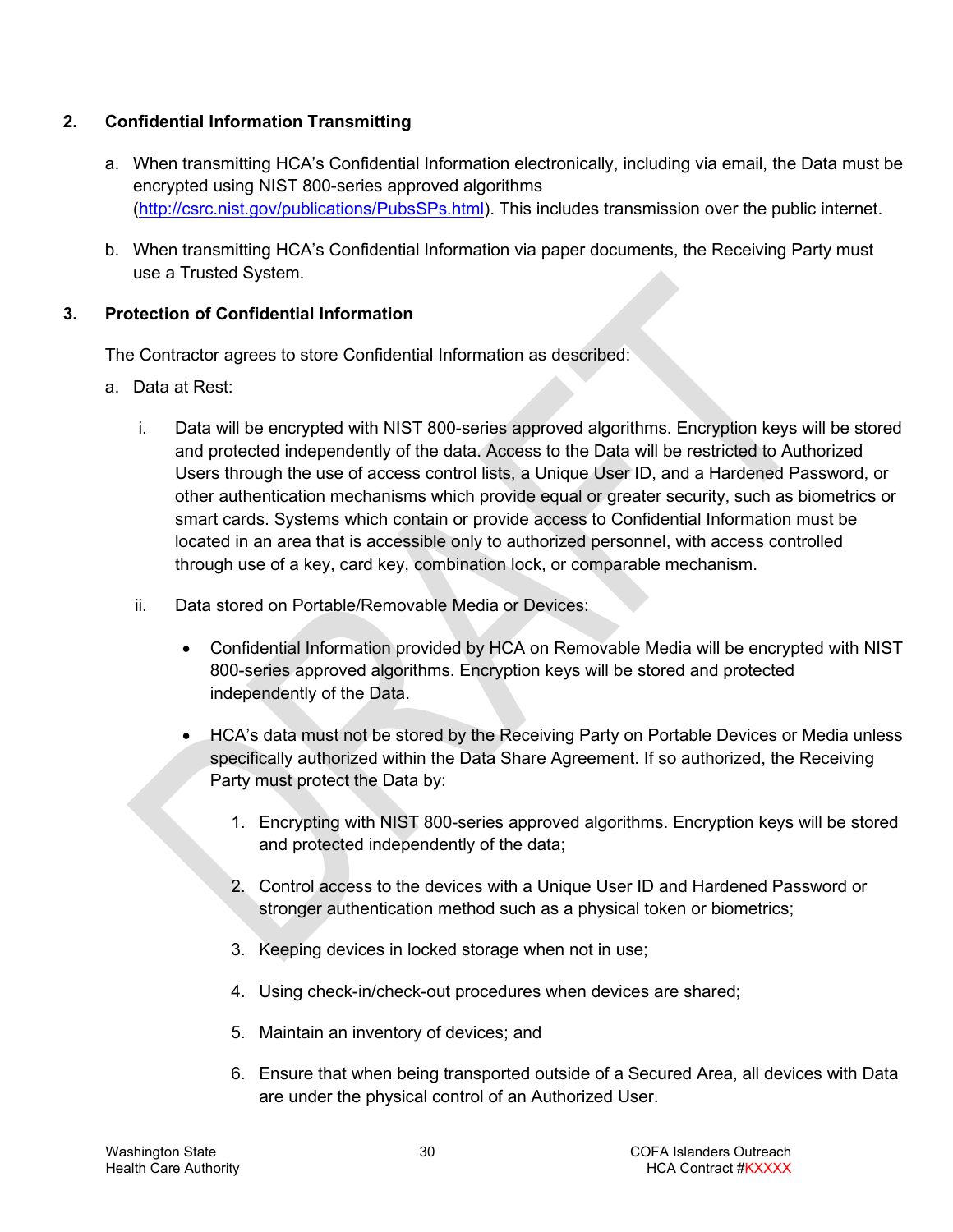## 2. Confidential Information Transmitting

a. When transmitting HCA's Confidential Information electronically, including via email, the Data must be encrypted using NIST 800-series approved algorithms (http://csrc.nist.gov/publications/PubsSPs.html). This includes transmission over the public internet.

b. When transmitting HCA's Confidential Information via paper documents, the Receiving Party must use a Trusted System.

## 3. Protection of Confidential Information

The Contractor agrees to store Confidential Information as described:

a. Data at Rest:

i. Data will be encrypted with NIST 800-series approved algorithms. Encryption keys will be stored and protected independently of the data. Access to the Data will be restricted to Authorized Users through the use of access control lists, a Unique User ID, and a Hardened Password, or other authentication mechanisms which provide equal or greater security, such as biometrics or smart cards. Systems which contain or provide access to Confidential Information must be located in an area that is accessible only to authorized personnel, with access controlled through use of a key, card key, combination lock, or comparable mechanism.

ii. Data stored on Portable/Removable Media or Devices:

- Confidential Information provided by HCA on Removable Media will be encrypted with NIST 800-series approved algorithms. Encryption keys will be stored and protected independently of the Data.
- HCA's data must not be stored by the Receiving Party on Portable Devices or Media unless specifically authorized within the Data Share Agreement. If so authorized, the Receiving Party must protect the Data by:
  1. Encrypting with NIST 800-series approved algorithms. Encryption keys will be stored and protected independently of the data;
  2. Control access to the devices with a Unique User ID and Hardened Password or stronger authentication method such as a physical token or biometrics;
  3. Keeping devices in locked storage when not in use;
  4. Using check-in/check-out procedures when devices are shared;
  5. Maintain an inventory of devices; and
  6. Ensure that when being transported outside of a Secured Area, all devices with Data are under the physical control of an Authorized User.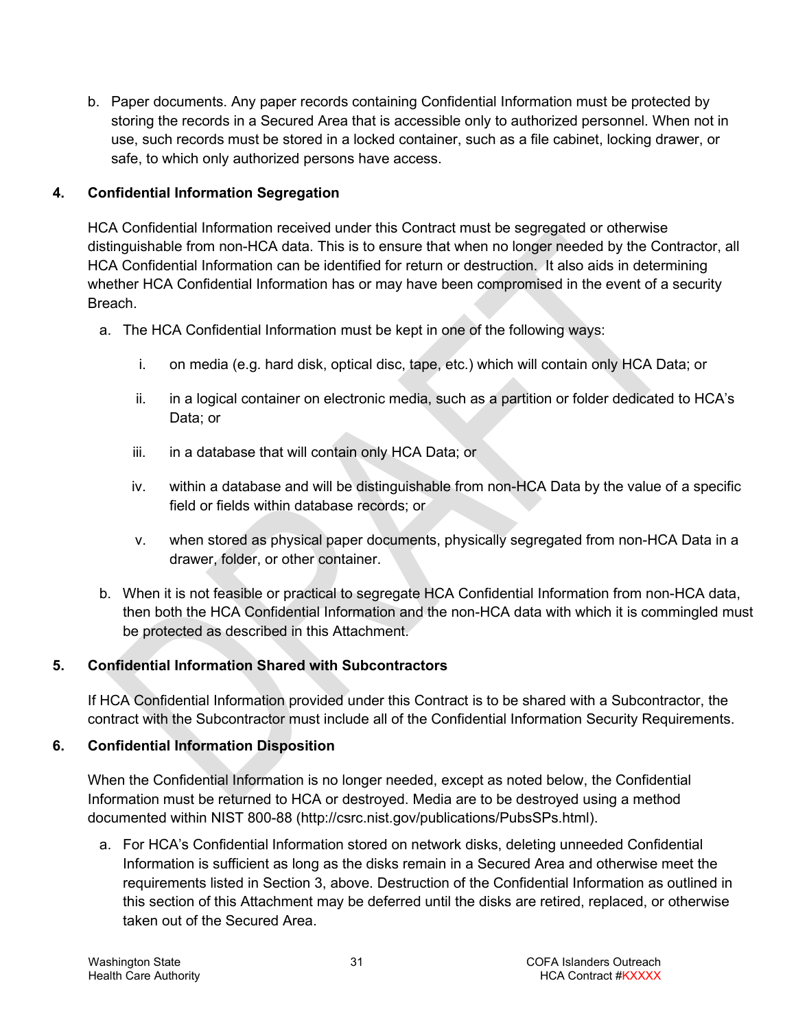b. Paper documents. Any paper records containing Confidential Information must be protected by storing the records in a Secured Area that is accessible only to authorized personnel. When not in use, such records must be stored in a locked container, such as a file cabinet, locking drawer, or safe, to which only authorized persons have access.

## 4. Confidential Information Segregation

HCA Confidential Information received under this Contract must be segregated or otherwise distinguishable from non-HCA data. This is to ensure that when no longer needed by the Contractor, all HCA Confidential Information can be identified for return or destruction. It also aids in determining whether HCA Confidential Information has or may have been compromised in the event of a security Breach.

a. The HCA Confidential Information must be kept in one of the following ways:

   i. on media (e.g. hard disk, optical disc, tape, etc.) which will contain only HCA Data; or

   ii. in a logical container on electronic media, such as a partition or folder dedicated to HCA's Data; or

   iii. in a database that will contain only HCA Data; or

   iv. within a database and will be distinguishable from non-HCA Data by the value of a specific field or fields within database records; or

   v. when stored as physical paper documents, physically segregated from non-HCA Data in a drawer, folder, or other container.

b. When it is not feasible or practical to segregate HCA Confidential Information from non-HCA data, then both the HCA Confidential Information and the non-HCA data with which it is commingled must be protected as described in this Attachment.

## 5. Confidential Information Shared with Subcontractors

If HCA Confidential Information provided under this Contract is to be shared with a Subcontractor, the contract with the Subcontractor must include all of the Confidential Information Security Requirements.

## 6. Confidential Information Disposition

When the Confidential Information is no longer needed, except as noted below, the Confidential Information must be returned to HCA or destroyed. Media are to be destroyed using a method documented within NIST 800-88 (http://csrc.nist.gov/publications/PubsSPs.html).

a. For HCA's Confidential Information stored on network disks, deleting unneeded Confidential Information is sufficient as long as the disks remain in a Secured Area and otherwise meet the requirements listed in Section 3, above. Destruction of the Confidential Information as outlined in this section of this Attachment may be deferred until the disks are retired, replaced, or otherwise taken out of the Secured Area.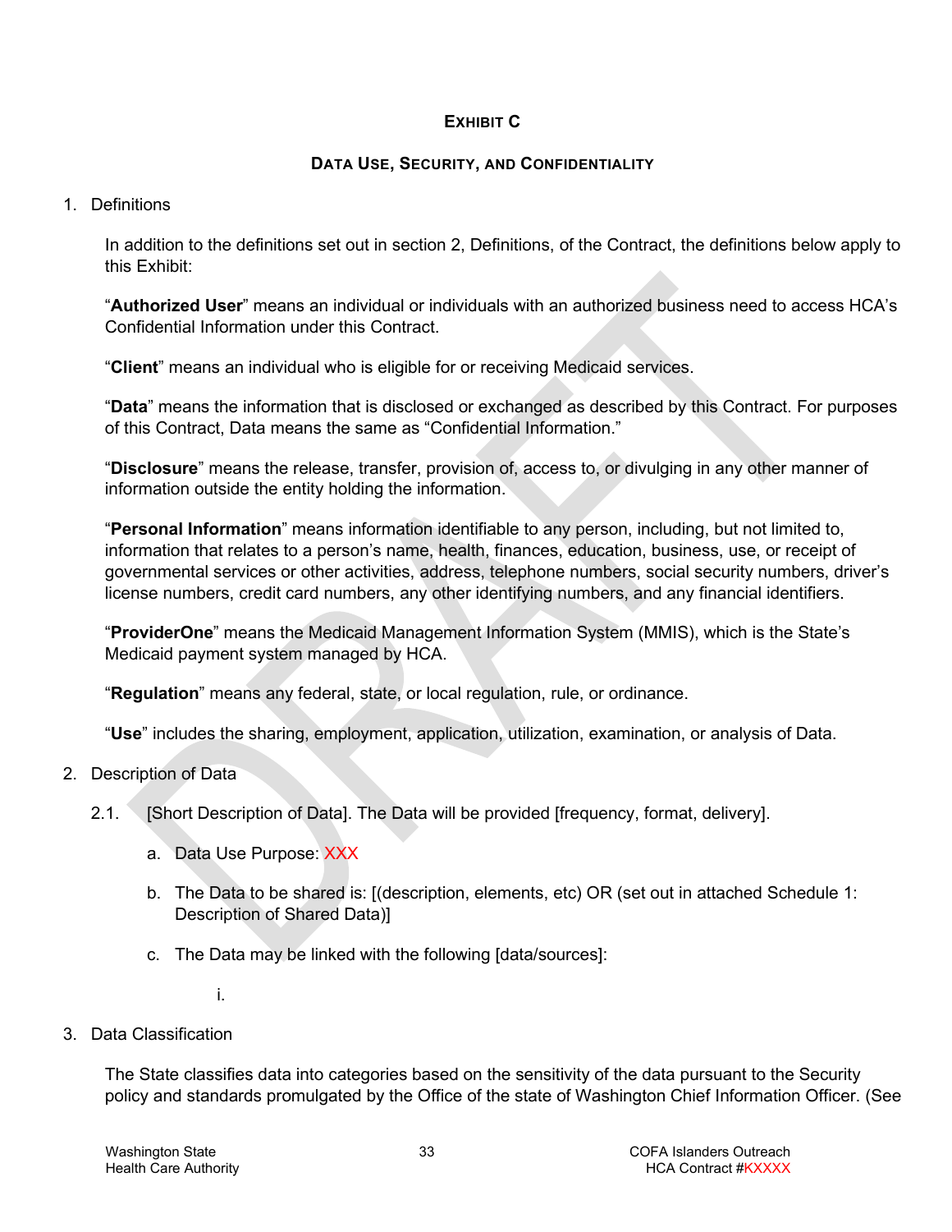## EXHIBIT C

## DATA USE, SECURITY, AND CONFIDENTIALITY

1. Definitions

   In addition to the definitions set out in section 2, Definitions, of the Contract, the definitions below apply to this Exhibit:

   "**Authorized User**" means an individual or individuals with an authorized business need to access HCA's Confidential Information under this Contract.

   "**Client**" means an individual who is eligible for or receiving Medicaid services.

   "**Data**" means the information that is disclosed or exchanged as described by this Contract. For purposes of this Contract, Data means the same as "Confidential Information."

   "**Disclosure**" means the release, transfer, provision of, access to, or divulging in any other manner of information outside the entity holding the information.

   "**Personal Information**" means information identifiable to any person, including, but not limited to, information that relates to a person's name, health, finances, education, business, use, or receipt of governmental services or other activities, address, telephone numbers, social security numbers, driver's license numbers, credit card numbers, any other identifying numbers, and any financial identifiers.

   "**ProviderOne**" means the Medicaid Management Information System (MMIS), which is the State's Medicaid payment system managed by HCA.

   "**Regulation**" means any federal, state, or local regulation, rule, or ordinance.

   "**Use**" includes the sharing, employment, application, utilization, examination, or analysis of Data.

2. Description of Data

   2.1. [Short Description of Data]. The Data will be provided [frequency, format, delivery].

   a. Data Use Purpose: XXX

   b. The Data to be shared is: [(description, elements, etc) OR (set out in attached Schedule 1: Description of Shared Data)]

   c. The Data may be linked with the following [data/sources]:

      i.

3. Data Classification

   The State classifies data into categories based on the sensitivity of the data pursuant to the Security policy and standards promulgated by the Office of the state of Washington Chief Information Officer. (See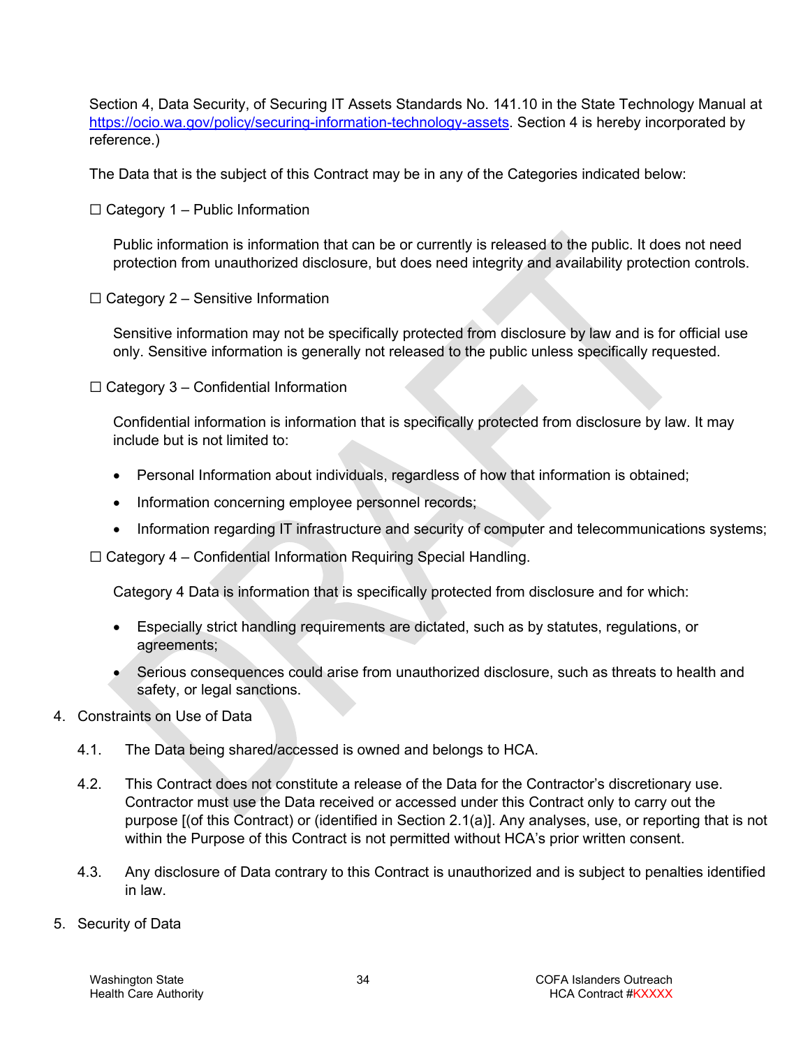Section 4, Data Security, of Securing IT Assets Standards No. 141.10 in the State Technology Manual at https://ocio.wa.gov/policy/securing-information-technology-assets. Section 4 is hereby incorporated by reference.)

The Data that is the subject of this Contract may be in any of the Categories indicated below:

☐ Category 1 – Public Information

Public information is information that can be or currently is released to the public. It does not need protection from unauthorized disclosure, but does need integrity and availability protection controls.

☐ Category 2 – Sensitive Information

Sensitive information may not be specifically protected from disclosure by law and is for official use only. Sensitive information is generally not released to the public unless specifically requested.

☐ Category 3 – Confidential Information

Confidential information is information that is specifically protected from disclosure by law. It may include but is not limited to:

- Personal Information about individuals, regardless of how that information is obtained;
- Information concerning employee personnel records;
- Information regarding IT infrastructure and security of computer and telecommunications systems;

☐ Category 4 – Confidential Information Requiring Special Handling.

Category 4 Data is information that is specifically protected from disclosure and for which:

- Especially strict handling requirements are dictated, such as by statutes, regulations, or agreements;
- Serious consequences could arise from unauthorized disclosure, such as threats to health and safety, or legal sanctions.

4. Constraints on Use of Data

4.1. The Data being shared/accessed is owned and belongs to HCA.

4.2. This Contract does not constitute a release of the Data for the Contractor's discretionary use. Contractor must use the Data received or accessed under this Contract only to carry out the purpose [(of this Contract) or (identified in Section 2.1(a)]. Any analyses, use, or reporting that is not within the Purpose of this Contract is not permitted without HCA's prior written consent.

4.3. Any disclosure of Data contrary to this Contract is unauthorized and is subject to penalties identified in law.

5. Security of Data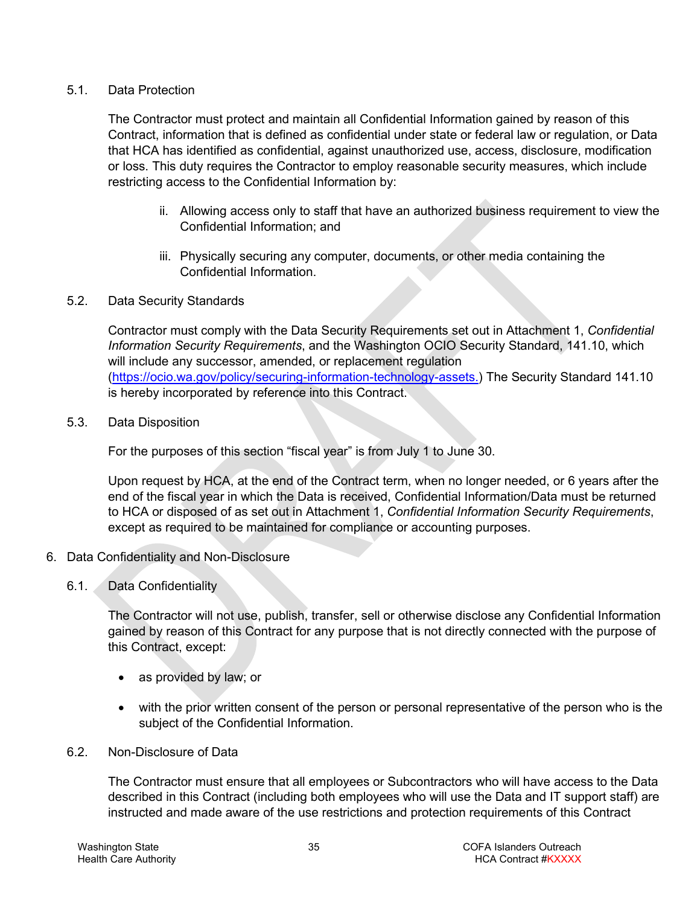### 5.1. Data Protection

The Contractor must protect and maintain all Confidential Information gained by reason of this Contract, information that is defined as confidential under state or federal law or regulation, or Data that HCA has identified as confidential, against unauthorized use, access, disclosure, modification or loss. This duty requires the Contractor to employ reasonable security measures, which include restricting access to the Confidential Information by:

ii. Allowing access only to staff that have an authorized business requirement to view the Confidential Information; and

iii. Physically securing any computer, documents, or other media containing the Confidential Information.

### 5.2. Data Security Standards

Contractor must comply with the Data Security Requirements set out in Attachment 1, *Confidential Information Security Requirements*, and the Washington OCIO Security Standard, 141.10, which will include any successor, amended, or replacement regulation ([https://ocio.wa.gov/policy/securing-information-technology-assets.](https://ocio.wa.gov/policy/securing-information-technology-assets)) The Security Standard 141.10 is hereby incorporated by reference into this Contract.

### 5.3. Data Disposition

For the purposes of this section "fiscal year" is from July 1 to June 30.

Upon request by HCA, at the end of the Contract term, when no longer needed, or 6 years after the end of the fiscal year in which the Data is received, Confidential Information/Data must be returned to HCA or disposed of as set out in Attachment 1, *Confidential Information Security Requirements*, except as required to be maintained for compliance or accounting purposes.

## 6. Data Confidentiality and Non-Disclosure

### 6.1. Data Confidentiality

The Contractor will not use, publish, transfer, sell or otherwise disclose any Confidential Information gained by reason of this Contract for any purpose that is not directly connected with the purpose of this Contract, except:

- as provided by law; or
- with the prior written consent of the person or personal representative of the person who is the subject of the Confidential Information.

### 6.2. Non-Disclosure of Data

The Contractor must ensure that all employees or Subcontractors who will have access to the Data described in this Contract (including both employees who will use the Data and IT support staff) are instructed and made aware of the use restrictions and protection requirements of this Contract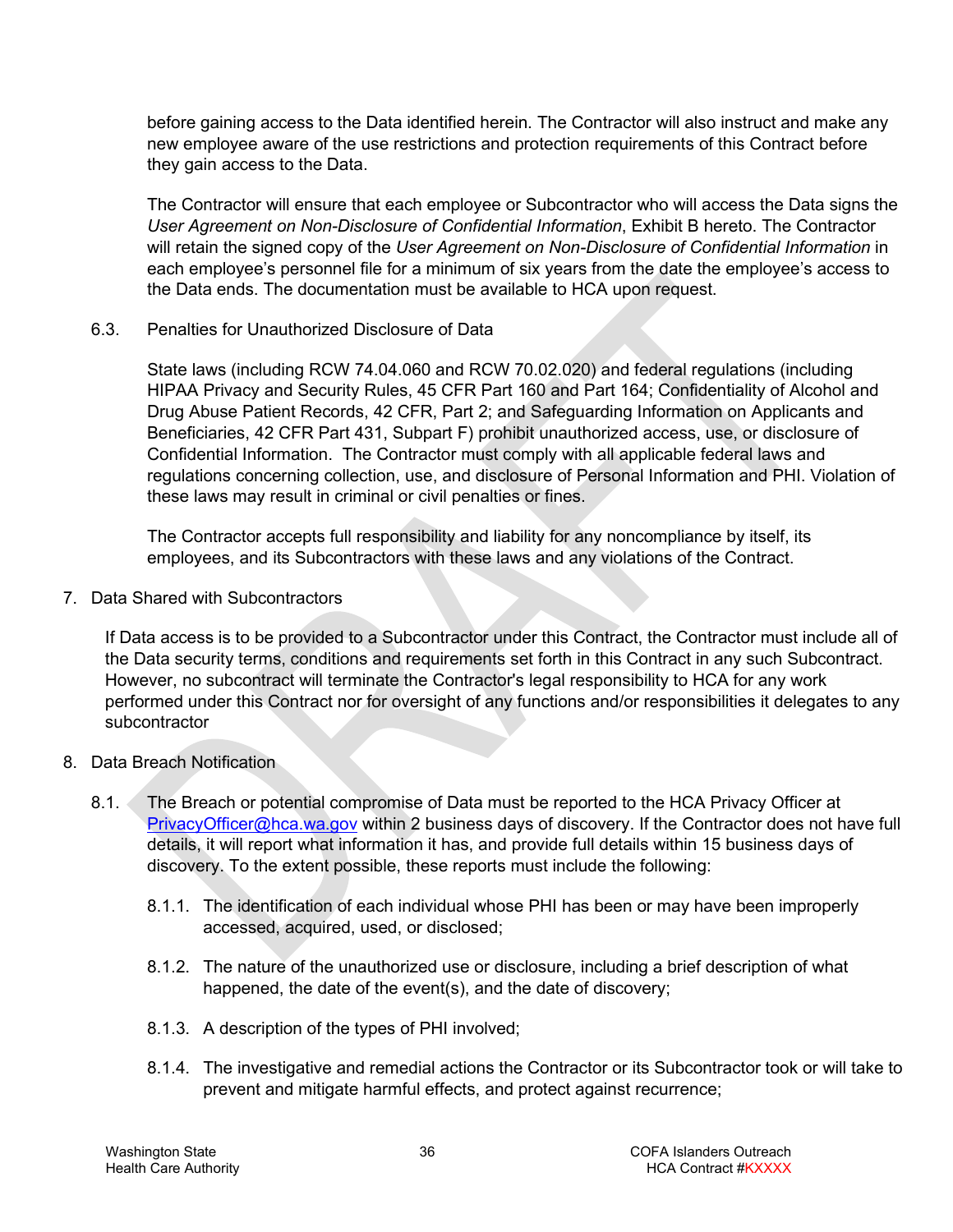before gaining access to the Data identified herein. The Contractor will also instruct and make any new employee aware of the use restrictions and protection requirements of this Contract before they gain access to the Data.

The Contractor will ensure that each employee or Subcontractor who will access the Data signs the *User Agreement on Non-Disclosure of Confidential Information*, Exhibit B hereto. The Contractor will retain the signed copy of the *User Agreement on Non-Disclosure of Confidential Information* in each employee's personnel file for a minimum of six years from the date the employee's access to the Data ends. The documentation must be available to HCA upon request.

6.3. Penalties for Unauthorized Disclosure of Data

State laws (including RCW 74.04.060 and RCW 70.02.020) and federal regulations (including HIPAA Privacy and Security Rules, 45 CFR Part 160 and Part 164; Confidentiality of Alcohol and Drug Abuse Patient Records, 42 CFR, Part 2; and Safeguarding Information on Applicants and Beneficiaries, 42 CFR Part 431, Subpart F) prohibit unauthorized access, use, or disclosure of Confidential Information. The Contractor must comply with all applicable federal laws and regulations concerning collection, use, and disclosure of Personal Information and PHI. Violation of these laws may result in criminal or civil penalties or fines.

The Contractor accepts full responsibility and liability for any noncompliance by itself, its employees, and its Subcontractors with these laws and any violations of the Contract.

7. Data Shared with Subcontractors

If Data access is to be provided to a Subcontractor under this Contract, the Contractor must include all of the Data security terms, conditions and requirements set forth in this Contract in any such Subcontract. However, no subcontract will terminate the Contractor's legal responsibility to HCA for any work performed under this Contract nor for oversight of any functions and/or responsibilities it delegates to any subcontractor

8. Data Breach Notification

8.1. The Breach or potential compromise of Data must be reported to the HCA Privacy Officer at PrivacyOfficer@hca.wa.gov within 2 business days of discovery. If the Contractor does not have full details, it will report what information it has, and provide full details within 15 business days of discovery. To the extent possible, these reports must include the following:

8.1.1. The identification of each individual whose PHI has been or may have been improperly accessed, acquired, used, or disclosed;

8.1.2. The nature of the unauthorized use or disclosure, including a brief description of what happened, the date of the event(s), and the date of discovery;

8.1.3. A description of the types of PHI involved;

8.1.4. The investigative and remedial actions the Contractor or its Subcontractor took or will take to prevent and mitigate harmful effects, and protect against recurrence;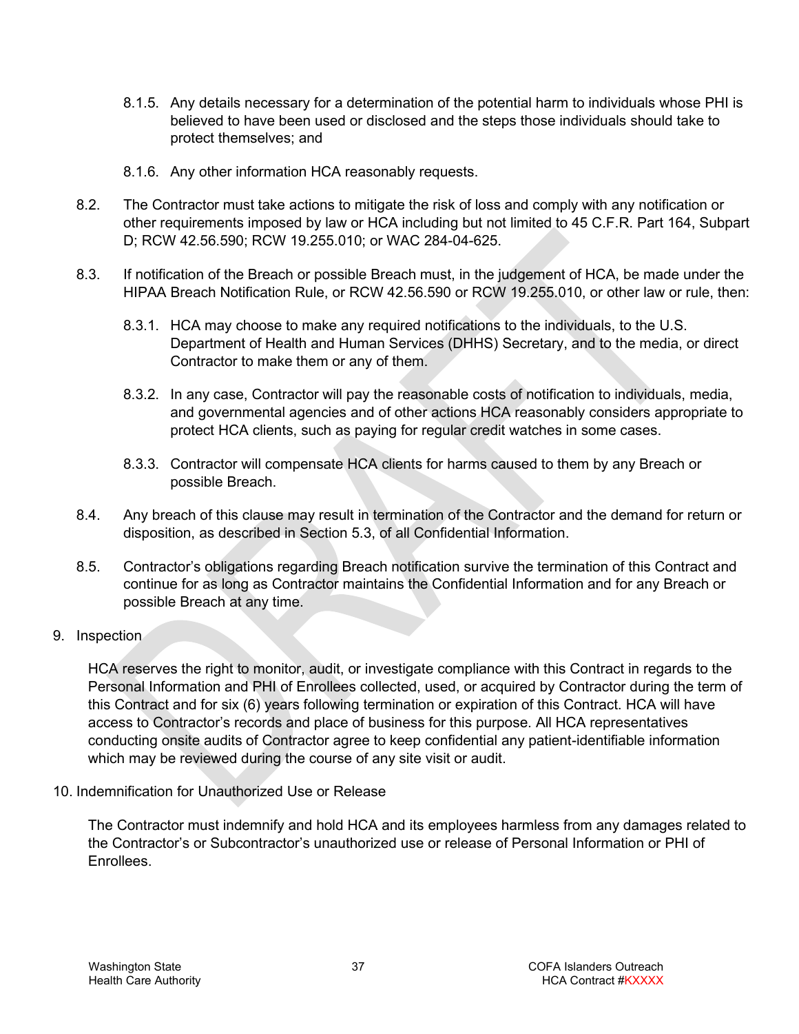8.1.5. Any details necessary for a determination of the potential harm to individuals whose PHI is believed to have been used or disclosed and the steps those individuals should take to protect themselves; and

8.1.6. Any other information HCA reasonably requests.

8.2. The Contractor must take actions to mitigate the risk of loss and comply with any notification or other requirements imposed by law or HCA including but not limited to 45 C.F.R. Part 164, Subpart D; RCW 42.56.590; RCW 19.255.010; or WAC 284-04-625.

8.3. If notification of the Breach or possible Breach must, in the judgement of HCA, be made under the HIPAA Breach Notification Rule, or RCW 42.56.590 or RCW 19.255.010, or other law or rule, then:

8.3.1. HCA may choose to make any required notifications to the individuals, to the U.S. Department of Health and Human Services (DHHS) Secretary, and to the media, or direct Contractor to make them or any of them.

8.3.2. In any case, Contractor will pay the reasonable costs of notification to individuals, media, and governmental agencies and of other actions HCA reasonably considers appropriate to protect HCA clients, such as paying for regular credit watches in some cases.

8.3.3. Contractor will compensate HCA clients for harms caused to them by any Breach or possible Breach.

8.4. Any breach of this clause may result in termination of the Contractor and the demand for return or disposition, as described in Section 5.3, of all Confidential Information.

8.5. Contractor's obligations regarding Breach notification survive the termination of this Contract and continue for as long as Contractor maintains the Confidential Information and for any Breach or possible Breach at any time.

9. Inspection

HCA reserves the right to monitor, audit, or investigate compliance with this Contract in regards to the Personal Information and PHI of Enrollees collected, used, or acquired by Contractor during the term of this Contract and for six (6) years following termination or expiration of this Contract. HCA will have access to Contractor's records and place of business for this purpose. All HCA representatives conducting onsite audits of Contractor agree to keep confidential any patient-identifiable information which may be reviewed during the course of any site visit or audit.

10. Indemnification for Unauthorized Use or Release

The Contractor must indemnify and hold HCA and its employees harmless from any damages related to the Contractor's or Subcontractor's unauthorized use or release of Personal Information or PHI of Enrollees.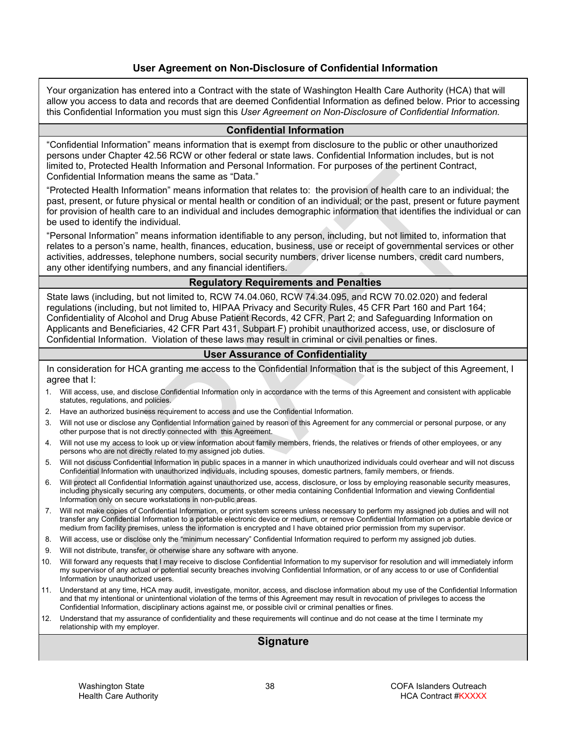## User Agreement on Non-Disclosure of Confidential Information

Your organization has entered into a Contract with the state of Washington Health Care Authority (HCA) that will allow you access to data and records that are deemed Confidential Information as defined below. Prior to accessing this Confidential Information you must sign this *User Agreement on Non-Disclosure of Confidential Information.*

### Confidential Information

"Confidential Information" means information that is exempt from disclosure to the public or other unauthorized persons under Chapter 42.56 RCW or other federal or state laws. Confidential Information includes, but is not limited to, Protected Health Information and Personal Information. For purposes of the pertinent Contract, Confidential Information means the same as "Data."

"Protected Health Information" means information that relates to: the provision of health care to an individual; the past, present, or future physical or mental health or condition of an individual; or the past, present or future payment for provision of health care to an individual and includes demographic information that identifies the individual or can be used to identify the individual.

"Personal Information" means information identifiable to any person, including, but not limited to, information that relates to a person's name, health, finances, education, business, use or receipt of governmental services or other activities, addresses, telephone numbers, social security numbers, driver license numbers, credit card numbers, any other identifying numbers, and any financial identifiers.

### Regulatory Requirements and Penalties

State laws (including, but not limited to, RCW 74.04.060, RCW 74.34.095, and RCW 70.02.020) and federal regulations (including, but not limited to, HIPAA Privacy and Security Rules, 45 CFR Part 160 and Part 164; Confidentiality of Alcohol and Drug Abuse Patient Records, 42 CFR, Part 2; and Safeguarding Information on Applicants and Beneficiaries, 42 CFR Part 431, Subpart F) prohibit unauthorized access, use, or disclosure of Confidential Information. Violation of these laws may result in criminal or civil penalties or fines.

### User Assurance of Confidentiality

In consideration for HCA granting me access to the Confidential Information that is the subject of this Agreement, I agree that I:

1. Will access, use, and disclose Confidential Information only in accordance with the terms of this Agreement and consistent with applicable statutes, regulations, and policies.
2. Have an authorized business requirement to access and use the Confidential Information.
3. Will not use or disclose any Confidential Information gained by reason of this Agreement for any commercial or personal purpose, or any other purpose that is not directly connected with this Agreement.
4. Will not use my access to look up or view information about family members, friends, the relatives or friends of other employees, or any persons who are not directly related to my assigned job duties.
5. Will not discuss Confidential Information in public spaces in a manner in which unauthorized individuals could overhear and will not discuss Confidential Information with unauthorized individuals, including spouses, domestic partners, family members, or friends.
6. Will protect all Confidential Information against unauthorized use, access, disclosure, or loss by employing reasonable security measures, including physically securing any computers, documents, or other media containing Confidential Information and viewing Confidential Information only on secure workstations in non-public areas.
7. Will not make copies of Confidential Information, or print system screens unless necessary to perform my assigned job duties and will not transfer any Confidential Information to a portable electronic device or medium, or remove Confidential Information on a portable device or medium from facility premises, unless the information is encrypted and I have obtained prior permission from my supervisor.
8. Will access, use or disclose only the "minimum necessary" Confidential Information required to perform my assigned job duties.
9. Will not distribute, transfer, or otherwise share any software with anyone.
10. Will forward any requests that I may receive to disclose Confidential Information to my supervisor for resolution and will immediately inform my supervisor of any actual or potential security breaches involving Confidential Information, or of any access to or use of Confidential Information by unauthorized users.
11. Understand at any time, HCA may audit, investigate, monitor, access, and disclose information about my use of the Confidential Information and that my intentional or unintentional violation of the terms of this Agreement may result in revocation of privileges to access the Confidential Information, disciplinary actions against me, or possible civil or criminal penalties or fines.
12. Understand that my assurance of confidentiality and these requirements will continue and do not cease at the time I terminate my relationship with my employer.

### Signature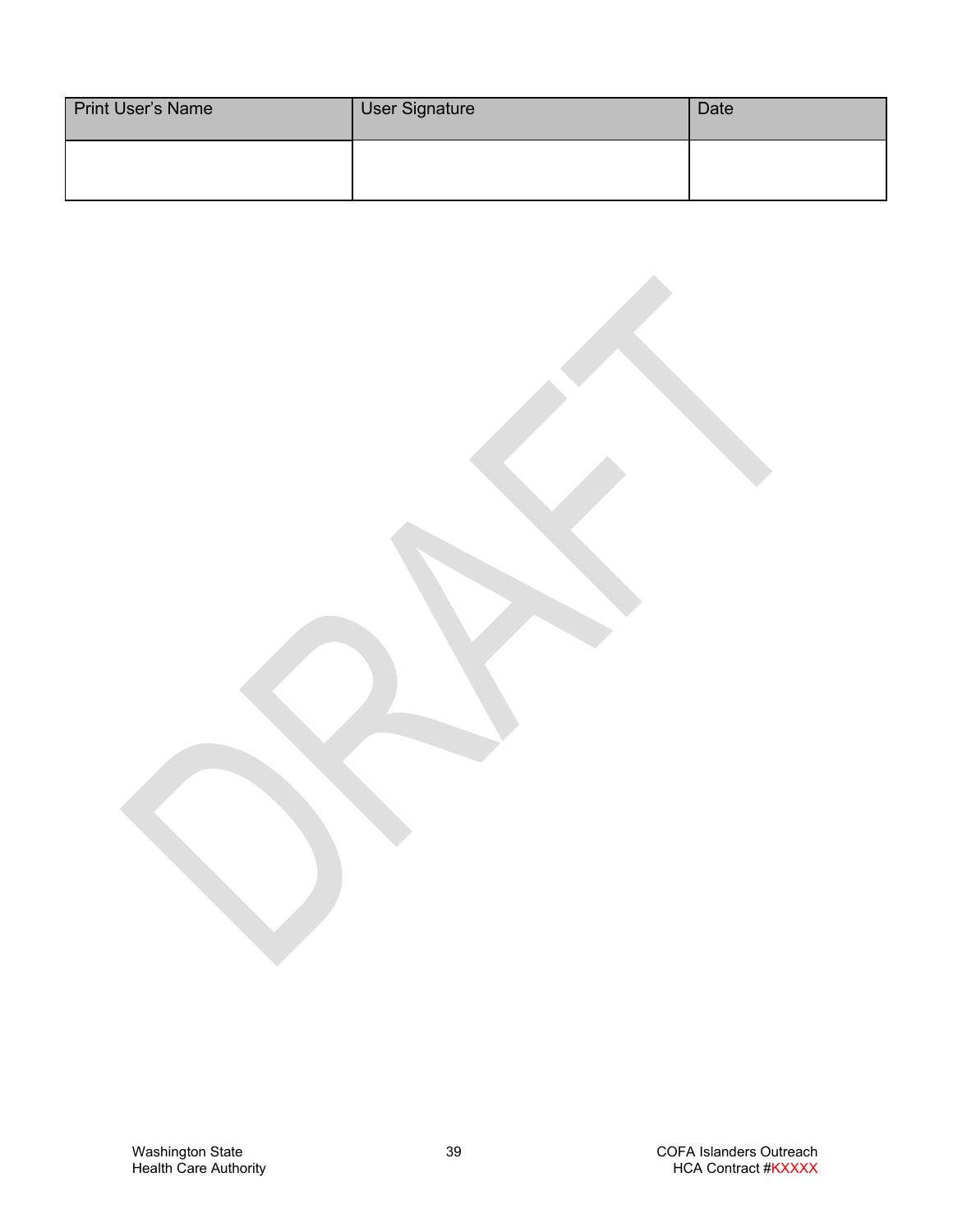| Print User's Name | User Signature | Date |
|---|---|---|
| | | |